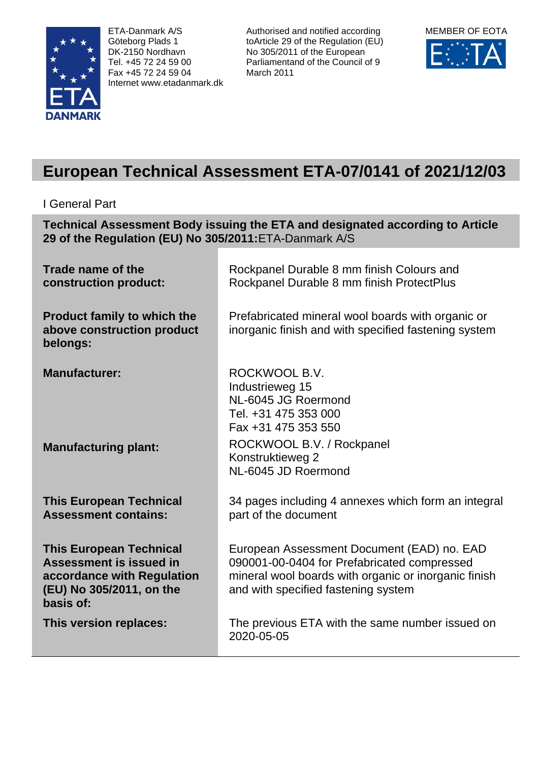ETA-Danmark A/S
Göteborg Plads 1
DK-2150 Nordhavn
Tel. +45 72 24 59 00
Fax +45 72 24 59 04
Internet www.etadanmark.dk

Authorised and notified according toArticle 29 of the Regulation (EU) No 305/2011 of the European Parliamentand of the Council of 9 March 2011

MEMBER OF EOTA

# European Technical Assessment ETA-07/0141 of 2021/12/03

I General Part

**Technical Assessment Body issuing the ETA and designated according to Article 29 of the Regulation (EU) No 305/2011:** ETA-Danmark A/S

| | |
|---|---|
| **Trade name of the construction product:** | Rockpanel Durable 8 mm finish Colours and Rockpanel Durable 8 mm finish ProtectPlus |
| **Product family to which the above construction product belongs:** | Prefabricated mineral wool boards with organic or inorganic finish and with specified fastening system |
| **Manufacturer:** | ROCKWOOL B.V.<br>Industrieweg 15<br>NL-6045 JG Roermond<br>Tel. +31 475 353 000<br>Fax +31 475 353 550 |
| **Manufacturing plant:** | ROCKWOOL B.V. / Rockpanel<br>Konstruktieweg 2<br>NL-6045 JD Roermond |
| **This European Technical Assessment contains:** | 34 pages including 4 annexes which form an integral part of the document |
| **This European Technical Assessment is issued in accordance with Regulation (EU) No 305/2011, on the basis of:** | European Assessment Document (EAD) no. EAD 090001-00-0404 for Prefabricated compressed mineral wool boards with organic or inorganic finish and with specified fastening system |
| **This version replaces:** | The previous ETA with the same number issued on 2020-05-05 |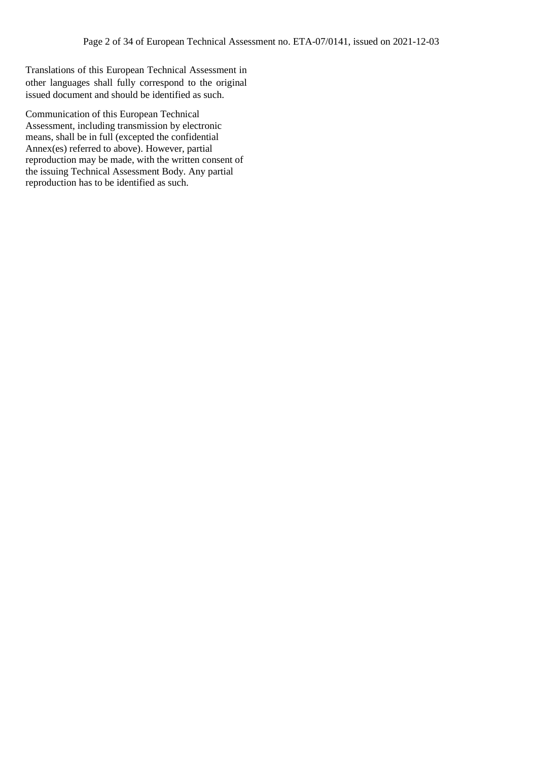Translations of this European Technical Assessment in other languages shall fully correspond to the original issued document and should be identified as such.

Communication of this European Technical Assessment, including transmission by electronic means, shall be in full (excepted the confidential Annex(es) referred to above). However, partial reproduction may be made, with the written consent of the issuing Technical Assessment Body. Any partial reproduction has to be identified as such.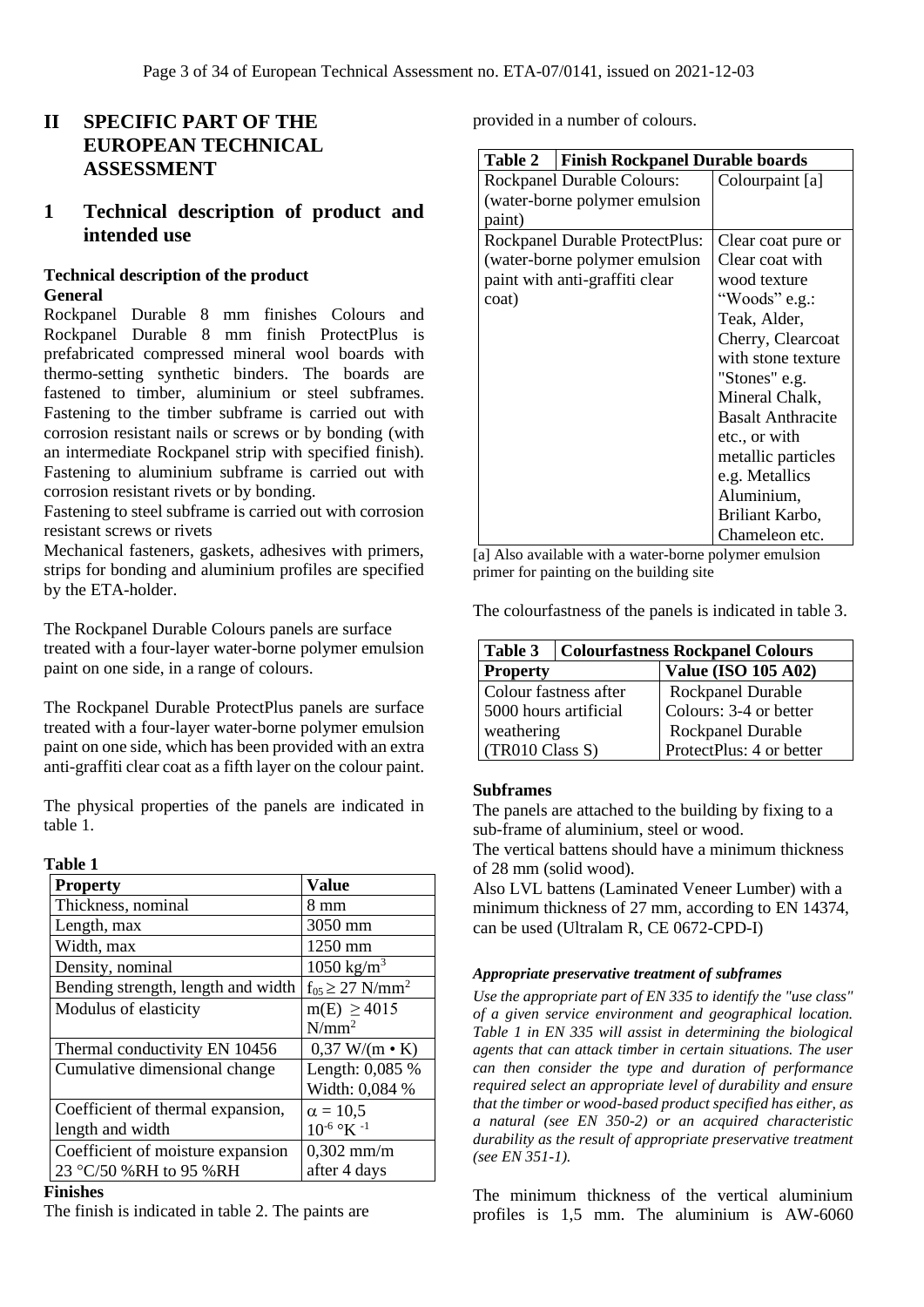# II SPECIFIC PART OF THE EUROPEAN TECHNICAL ASSESSMENT

## 1 Technical description of product and intended use

**Technical description of the product**

**General**

Rockpanel Durable 8 mm finishes Colours and Rockpanel Durable 8 mm finish ProtectPlus is prefabricated compressed mineral wool boards with thermo-setting synthetic binders. The boards are fastened to timber, aluminium or steel subframes. Fastening to the timber subframe is carried out with corrosion resistant nails or screws or by bonding (with an intermediate Rockpanel strip with specified finish). Fastening to aluminium subframe is carried out with corrosion resistant rivets or by bonding.

Fastening to steel subframe is carried out with corrosion resistant screws or rivets

Mechanical fasteners, gaskets, adhesives with primers, strips for bonding and aluminium profiles are specified by the ETA-holder.

The Rockpanel Durable Colours panels are surface treated with a four-layer water-borne polymer emulsion paint on one side, in a range of colours.

The Rockpanel Durable ProtectPlus panels are surface treated with a four-layer water-borne polymer emulsion paint on one side, which has been provided with an extra anti-graffiti clear coat as a fifth layer on the colour paint.

The physical properties of the panels are indicated in table 1.

**Table 1**

| Property | Value |
|---|---|
| Thickness, nominal | 8 mm |
| Length, max | 3050 mm |
| Width, max | 1250 mm |
| Density, nominal | 1050 kg/m$^3$ |
| Bending strength, length and width | $f_{05} \geq 27$ N/mm$^2$ |
| Modulus of elasticity | m(E) $\geq$ 4015 N/mm$^2$ |
| Thermal conductivity EN 10456 | 0,37 W/(m • K) |
| Cumulative dimensional change | Length: 0,085 % Width: 0,084 % |
| Coefficient of thermal expansion, length and width | $\alpha = 10{,}5$ $10^{-6}$ °K $^{-1}$ |
| Coefficient of moisture expansion 23 °C/50 %RH to 95 %RH | 0,302 mm/m after 4 days |

**Finishes**

The finish is indicated in table 2. The paints are provided in a number of colours.

| Table 2 | Finish Rockpanel Durable boards |
|---|---|
| Rockpanel Durable Colours: (water-borne polymer emulsion paint) | Colourpaint [a] |
| Rockpanel Durable ProtectPlus: (water-borne polymer emulsion paint with anti-graffiti clear coat) | Clear coat pure or Clear coat with wood texture "Woods" e.g.: Teak, Alder, Cherry, Clearcoat with stone texture "Stones" e.g. Mineral Chalk, Basalt Anthracite etc., or with metallic particles e.g. Metallics Aluminium, Briliant Karbo, Chameleon etc. |

[a] Also available with a water-borne polymer emulsion primer for painting on the building site

The colourfastness of the panels is indicated in table 3.

| Table 3 | Colourfastness Rockpanel Colours |
|---|---|
| **Property** | **Value (ISO 105 A02)** |
| Colour fastness after 5000 hours artificial weathering (TR010 Class S) | Rockpanel Durable Colours: 3-4 or better Rockpanel Durable ProtectPlus: 4 or better |

**Subframes**

The panels are attached to the building by fixing to a sub-frame of aluminium, steel or wood.

The vertical battens should have a minimum thickness of 28 mm (solid wood).

Also LVL battens (Laminated Veneer Lumber) with a minimum thickness of 27 mm, according to EN 14374, can be used (Ultralam R, CE 0672-CPD-I)

***Appropriate preservative treatment of subframes***

*Use the appropriate part of EN 335 to identify the "use class" of a given service environment and geographical location. Table 1 in EN 335 will assist in determining the biological agents that can attack timber in certain situations. The user can then consider the type and duration of performance required select an appropriate level of durability and ensure that the timber or wood-based product specified has either, as a natural (see EN 350-2) or an acquired characteristic durability as the result of appropriate preservative treatment (see EN 351-1).*

The minimum thickness of the vertical aluminium profiles is 1,5 mm. The aluminium is AW-6060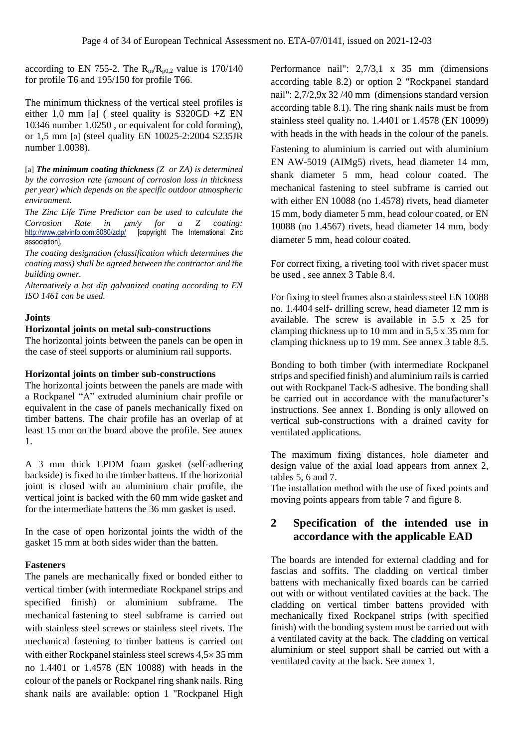according to EN 755-2. The $R_m/R_{p0,2}$ value is 170/140 for profile T6 and 195/150 for profile T66.

The minimum thickness of the vertical steel profiles is either 1,0 mm [a] ( steel quality is S320GD +Z EN 10346 number 1.0250 , or equivalent for cold forming), or 1,5 mm [a] (steel quality EN 10025-2:2004 S235JR number 1.0038).

[a] ***The minimum coating thickness** (Z or ZA) is determined by the corrosion rate (amount of corrosion loss in thickness per year) which depends on the specific outdoor atmospheric environment.*

*The Zinc Life Time Predictor can be used to calculate the Corrosion Rate in μm/y for a Z coating:* http://www.galvinfo.com:8080/zclp/ [copyright The International Zinc association].

*The coating designation (classification which determines the coating mass) shall be agreed between the contractor and the building owner.*

*Alternatively a hot dip galvanized coating according to EN ISO 1461 can be used.*

**Joints**

**Horizontal joints on metal sub-constructions**

The horizontal joints between the panels can be open in the case of steel supports or aluminium rail supports.

**Horizontal joints on timber sub-constructions**

The horizontal joints between the panels are made with a Rockpanel "A" extruded aluminium chair profile or equivalent in the case of panels mechanically fixed on timber battens. The chair profile has an overlap of at least 15 mm on the board above the profile. See annex 1.

A 3 mm thick EPDM foam gasket (self-adhering backside) is fixed to the timber battens. If the horizontal joint is closed with an aluminium chair profile, the vertical joint is backed with the 60 mm wide gasket and for the intermediate battens the 36 mm gasket is used.

In the case of open horizontal joints the width of the gasket 15 mm at both sides wider than the batten.

**Fasteners**

The panels are mechanically fixed or bonded either to vertical timber (with intermediate Rockpanel strips and specified finish) or aluminium subframe. The mechanical fastening to steel subframe is carried out with stainless steel screws or stainless steel rivets. The mechanical fastening to timber battens is carried out with either Rockpanel stainless steel screws 4,5× 35 mm no 1.4401 or 1.4578 (EN 10088) with heads in the colour of the panels or Rockpanel ring shank nails. Ring shank nails are available: option 1 "Rockpanel High Performance nail": 2,7/3,1 x 35 mm (dimensions according table 8.2) or option 2 "Rockpanel standard nail": 2,7/2,9x 32 /40 mm (dimensions standard version according table 8.1). The ring shank nails must be from stainless steel quality no. 1.4401 or 1.4578 (EN 10099) with heads in the with heads in the colour of the panels.

Fastening to aluminium is carried out with aluminium EN AW-5019 (AIMg5) rivets, head diameter 14 mm, shank diameter 5 mm, head colour coated. The mechanical fastening to steel subframe is carried out with either EN 10088 (no 1.4578) rivets, head diameter 15 mm, body diameter 5 mm, head colour coated, or EN 10088 (no 1.4567) rivets, head diameter 14 mm, body diameter 5 mm, head colour coated.

For correct fixing, a riveting tool with rivet spacer must be used , see annex 3 Table 8.4.

For fixing to steel frames also a stainless steel EN 10088 no. 1.4404 self- drilling screw, head diameter 12 mm is available. The screw is available in 5.5 x 25 for clamping thickness up to 10 mm and in 5,5 x 35 mm for clamping thickness up to 19 mm. See annex 3 table 8.5.

Bonding to both timber (with intermediate Rockpanel strips and specified finish) and aluminium rails is carried out with Rockpanel Tack-S adhesive. The bonding shall be carried out in accordance with the manufacturer's instructions. See annex 1. Bonding is only allowed on vertical sub-constructions with a drained cavity for ventilated applications.

The maximum fixing distances, hole diameter and design value of the axial load appears from annex 2, tables 5, 6 and 7.

The installation method with the use of fixed points and moving points appears from table 7 and figure 8.

## 2 Specification of the intended use in accordance with the applicable EAD

The boards are intended for external cladding and for fascias and soffits. The cladding on vertical timber battens with mechanically fixed boards can be carried out with or without ventilated cavities at the back. The cladding on vertical timber battens provided with mechanically fixed Rockpanel strips (with specified finish) with the bonding system must be carried out with a ventilated cavity at the back. The cladding on vertical aluminium or steel support shall be carried out with a ventilated cavity at the back. See annex 1.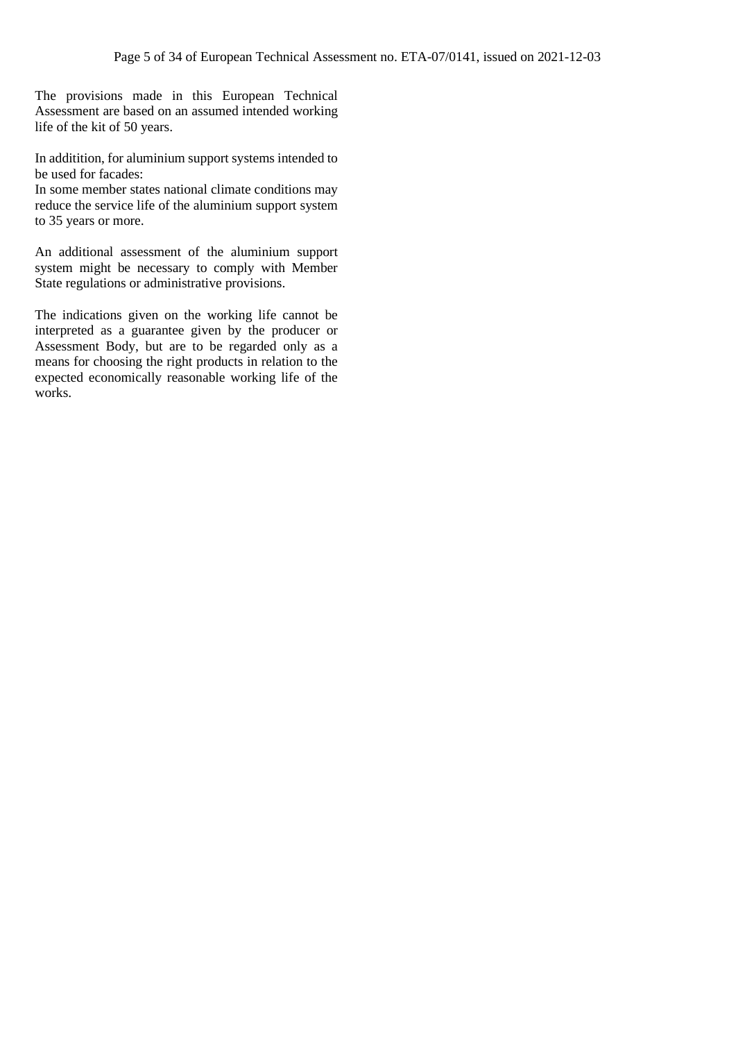The provisions made in this European Technical Assessment are based on an assumed intended working life of the kit of 50 years.

In addititation, for aluminium support systems intended to be used for facades:
In some member states national climate conditions may reduce the service life of the aluminium support system to 35 years or more.

An additional assessment of the aluminium support system might be necessary to comply with Member State regulations or administrative provisions.

The indications given on the working life cannot be interpreted as a guarantee given by the producer or Assessment Body, but are to be regarded only as a means for choosing the right products in relation to the expected economically reasonable working life of the works.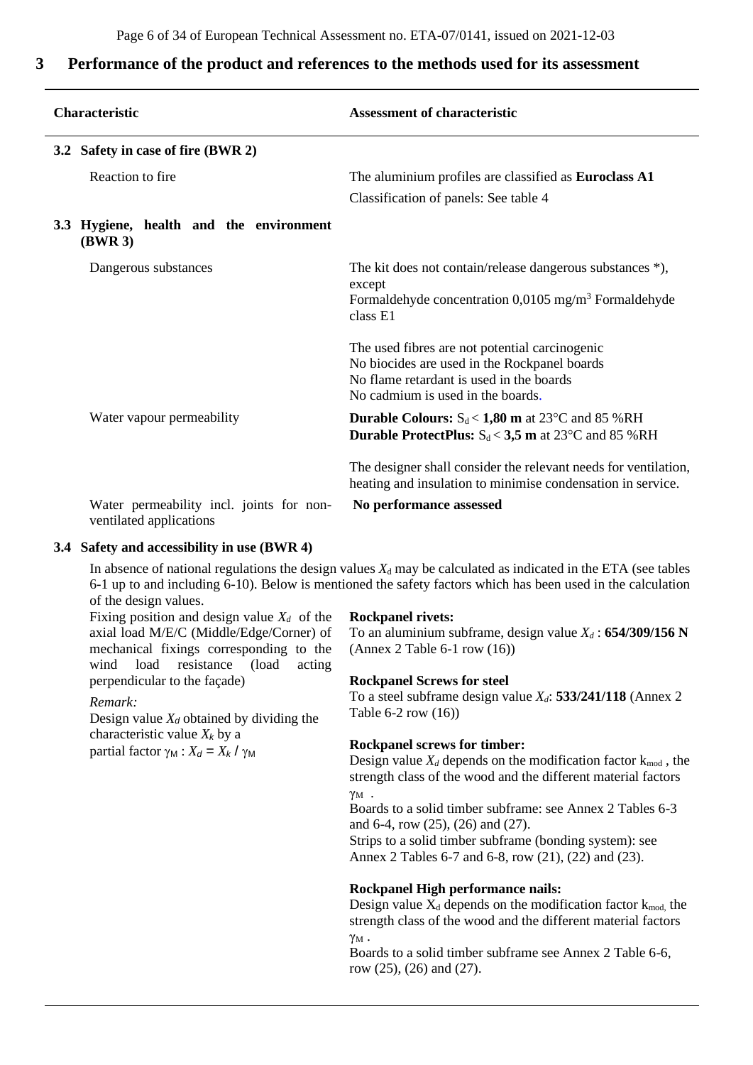## 3 Performance of the product and references to the methods used for its assessment

| Characteristic | Assessment of characteristic |
|---|---|
| **3.2 Safety in case of fire (BWR 2)** | |
| Reaction to fire | The aluminium profiles are classified as **Euroclass A1**<br>Classification of panels: See table 4 |
| **3.3 Hygiene, health and the environment (BWR 3)** | |
| Dangerous substances | The kit does not contain/release dangerous substances *), except<br>Formaldehyde concentration 0,0105 mg/m$^3$ Formaldehyde class E1<br><br>The used fibres are not potential carcinogenic<br>No biocides are used in the Rockpanel boards<br>No flame retardant is used in the boards<br>No cadmium is used in the boards. |
| Water vapour permeability | **Durable Colours:** $S_d$ < **1,80 m** at 23°C and 85 %RH<br>**Durable ProtectPlus:** $S_d$ < **3,5 m** at 23°C and 85 %RH<br><br>The designer shall consider the relevant needs for ventilation, heating and insulation to minimise condensation in service. |
| Water permeability incl. joints for non-ventilated applications | **No performance assessed** |

**3.4 Safety and accessibility in use (BWR 4)**

In absence of national regulations the design values $X_d$ may be calculated as indicated in the ETA (see tables 6-1 up to and including 6-10). Below is mentioned the safety factors which has been used in the calculation of the design values.

| | |
|---|---|
| Fixing position and design value $X_d$ of the axial load M/E/C (Middle/Edge/Corner) of mechanical fixings corresponding to the wind load resistance (load acting perpendicular to the façade)<br><br>*Remark:*<br>Design value $X_d$ obtained by dividing the characteristic value $X_k$ by a partial factor $\gamma_M$ : $X_d = X_k / \gamma_M$ | **Rockpanel rivets:**<br>To an aluminium subframe, design value $X_d$ : **654/309/156 N** (Annex 2 Table 6-1 row (16))<br><br>**Rockpanel Screws for steel**<br>To a steel subframe design value $X_d$: **533/241/118** (Annex 2 Table 6-2 row (16))<br><br>**Rockpanel screws for timber:**<br>Design value $X_d$ depends on the modification factor $k_{mod}$ , the strength class of the wood and the different material factors $\gamma_M$ .<br>Boards to a solid timber subframe: see Annex 2 Tables 6-3 and 6-4, row (25), (26) and (27).<br>Strips to a solid timber subframe (bonding system): see Annex 2 Tables 6-7 and 6-8, row (21), (22) and (23).<br><br>**Rockpanel High performance nails:**<br>Design value $X_d$ depends on the modification factor $k_{mod,}$ the strength class of the wood and the different material factors $\gamma_M$ .<br>Boards to a solid timber subframe see Annex 2 Table 6-6, row (25), (26) and (27). |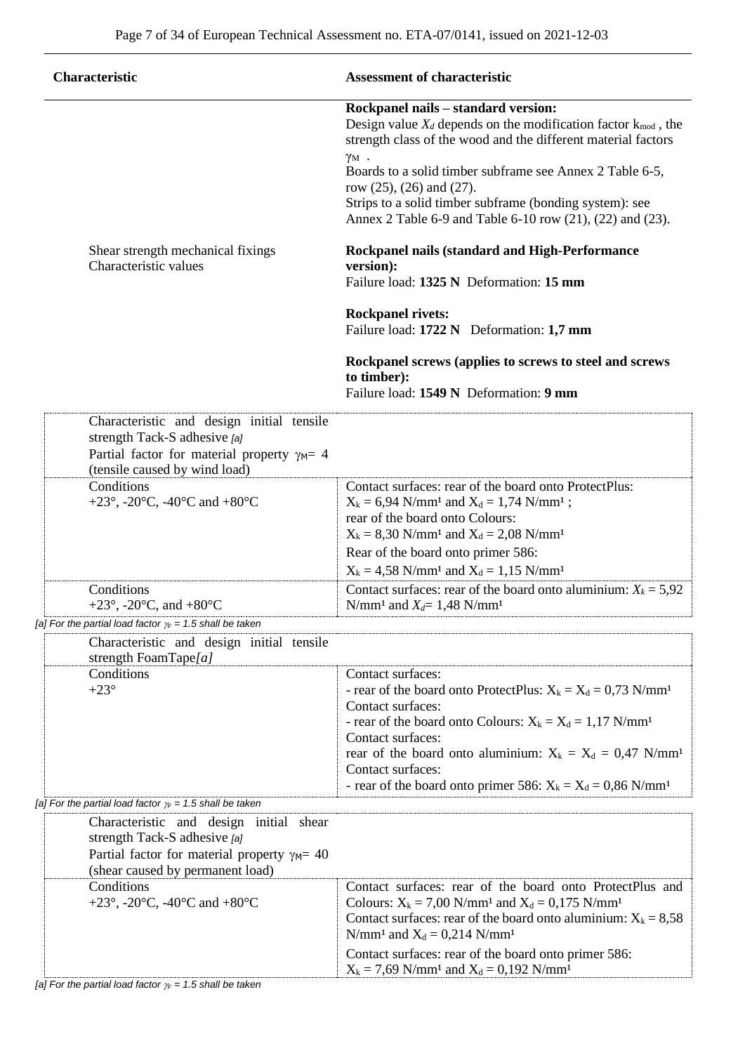| Characteristic | Assessment of characteristic |
|---|---|
| | **Rockpanel nails – standard version:** Design value $X_d$ depends on the modification factor $k_{mod}$, the strength class of the wood and the different material factors $\gamma_M$. Boards to a solid timber subframe see Annex 2 Table 6-5, row (25), (26) and (27). Strips to a solid timber subframe (bonding system): see Annex 2 Table 6-9 and Table 6-10 row (21), (22) and (23). |
| Shear strength mechanical fixings Characteristic values | **Rockpanel nails (standard and High-Performance version):** Failure load: **1325 N** Deformation: **15 mm** **Rockpanel rivets:** Failure load: **1722 N** Deformation: **1,7 mm** **Rockpanel screws (applies to screws to steel and screws to timber):** Failure load: **1549 N** Deformation: **9 mm** |
| Characteristic and design initial tensile strength Tack-S adhesive [a] Partial factor for material property $\gamma_M$= 4 (tensile caused by wind load) | |
| Conditions +23°, -20°C, -40°C and +80°C | Contact surfaces: rear of the board onto ProtectPlus: $X_k$ = 6,94 N/mm² and $X_d$ = 1,74 N/mm²; rear of the board onto Colours: $X_k$ = 8,30 N/mm² and $X_d$ = 2,08 N/mm² Rear of the board onto primer 586: $X_k$ = 4,58 N/mm² and $X_d$ = 1,15 N/mm² |
| Conditions +23°, -20°C, and +80°C | Contact surfaces: rear of the board onto aluminium: $X_k$ = 5,92 N/mm² and $X_d$= 1,48 N/mm² |

*[a] For the partial load factor $\gamma_F$ = 1.5 shall be taken*

| | |
|---|---|
| Characteristic and design initial tensile strength FoamTape[a] | |
| Conditions +23° | Contact surfaces: - rear of the board onto ProtectPlus: $X_k$ = $X_d$ = 0,73 N/mm² Contact surfaces: - rear of the board onto Colours: $X_k$ = $X_d$ = 1,17 N/mm² Contact surfaces: rear of the board onto aluminium: $X_k$ = $X_d$ = 0,47 N/mm² Contact surfaces: - rear of the board onto primer 586: $X_k$ = $X_d$ = 0,86 N/mm² |

*[a] For the partial load factor $\gamma_F$ = 1.5 shall be taken*

| | |
|---|---|
| Characteristic and design initial shear strength Tack-S adhesive [a] Partial factor for material property $\gamma_M$= 40 (shear caused by permanent load) | |
| Conditions +23°, -20°C, -40°C and +80°C | Contact surfaces: rear of the board onto ProtectPlus and Colours: $X_k$ = 7,00 N/mm² and $X_d$ = 0,175 N/mm² Contact surfaces: rear of the board onto aluminium: $X_k$ = 8,58 N/mm² and $X_d$ = 0,214 N/mm² Contact surfaces: rear of the board onto primer 586: $X_k$ = 7,69 N/mm² and $X_d$ = 0,192 N/mm² |

*[a] For the partial load factor $\gamma_F$ = 1.5 shall be taken*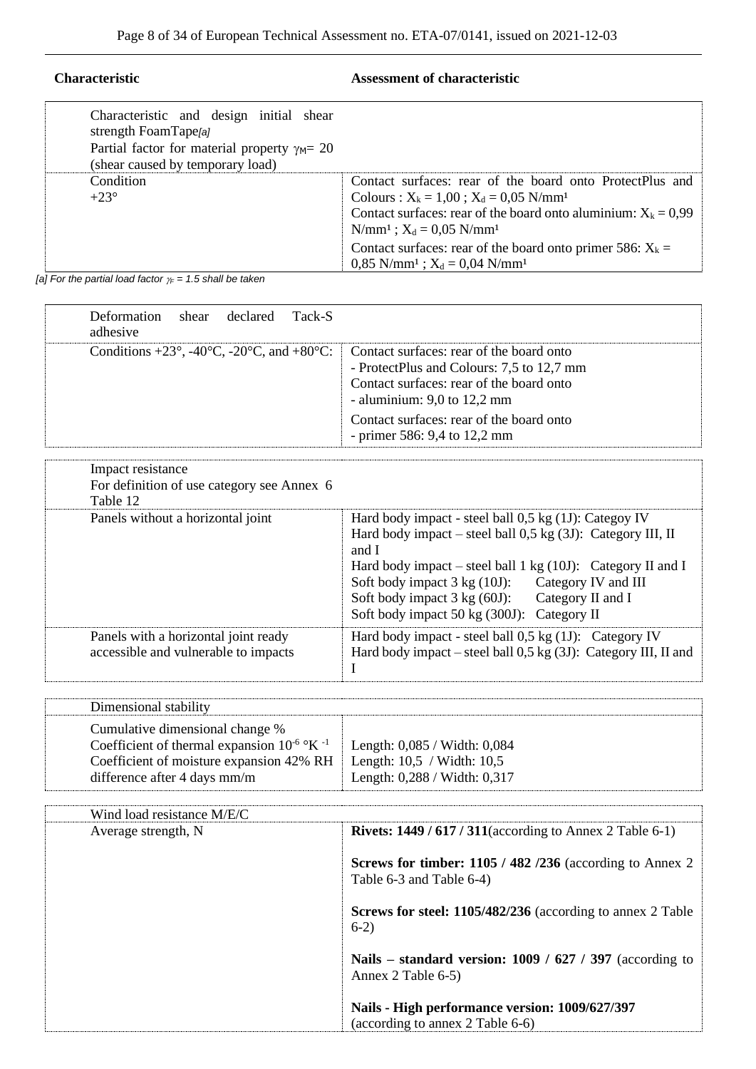| **Characteristic** | **Assessment of characteristic** |
|---|---|
| Characteristic and design initial shear strength FoamTape[a]<br>Partial factor for material property $\gamma_M$= 20 (shear caused by temporary load) | |
| Condition<br>+23° | Contact surfaces: rear of the board onto ProtectPlus and Colours : $X_k = 1{,}00$ ; $X_d = 0{,}05$ N/mm¹<br>Contact surfaces: rear of the board onto aluminium: $X_k = 0{,}99$ N/mm¹ ; $X_d = 0{,}05$ N/mm¹<br>Contact surfaces: rear of the board onto primer 586: $X_k = 0{,}85$ N/mm¹ ; $X_d = 0{,}04$ N/mm¹ |

*[a] For the partial load factor $\gamma_F = 1.5$ shall be taken*

| | |
|---|---|
| Deformation shear declared Tack-S adhesive | |
| Conditions +23°, -40°C, -20°C, and +80°C: | Contact surfaces: rear of the board onto<br>- ProtectPlus and Colours: 7,5 to 12,7 mm<br>Contact surfaces: rear of the board onto<br>- aluminium: 9,0 to 12,2 mm<br>Contact surfaces: rear of the board onto<br>- primer 586: 9,4 to 12,2 mm |

| | |
|---|---|
| Impact resistance<br>For definition of use category see Annex 6 Table 12 | |
| Panels without a horizontal joint | Hard body impact - steel ball 0,5 kg (1J): Categoy IV<br>Hard body impact – steel ball 0,5 kg (3J): Category III, II and I<br>Hard body impact – steel ball 1 kg (10J): Category II and I<br>Soft body impact 3 kg (10J): Category IV and III<br>Soft body impact 3 kg (60J): Category II and I<br>Soft body impact 50 kg (300J): Category II |
| Panels with a horizontal joint ready accessible and vulnerable to impacts | Hard body impact - steel ball 0,5 kg (1J): Category IV<br>Hard body impact – steel ball 0,5 kg (3J): Category III, II and I |

| | |
|---|---|
| Dimensional stability | |
| Cumulative dimensional change %<br>Coefficient of thermal expansion $10^{-6}$ °K $^{-1}$<br>Coefficient of moisture expansion 42% RH difference after 4 days mm/m | Length: 0,085 / Width: 0,084<br>Length: 10,5 / Width: 10,5<br>Length: 0,288 / Width: 0,317 |

| | |
|---|---|
| Wind load resistance M/E/C | |
| Average strength, N | **Rivets: 1449 / 617 / 311**(according to Annex 2 Table 6-1)<br><br>**Screws for timber: 1105 / 482 /236** (according to Annex 2 Table 6-3 and Table 6-4)<br><br>**Screws for steel: 1105/482/236** (according to annex 2 Table 6-2)<br><br>**Nails – standard version: 1009 / 627 / 397** (according to Annex 2 Table 6-5)<br><br>**Nails - High performance version: 1009/627/397** (according to annex 2 Table 6-6) |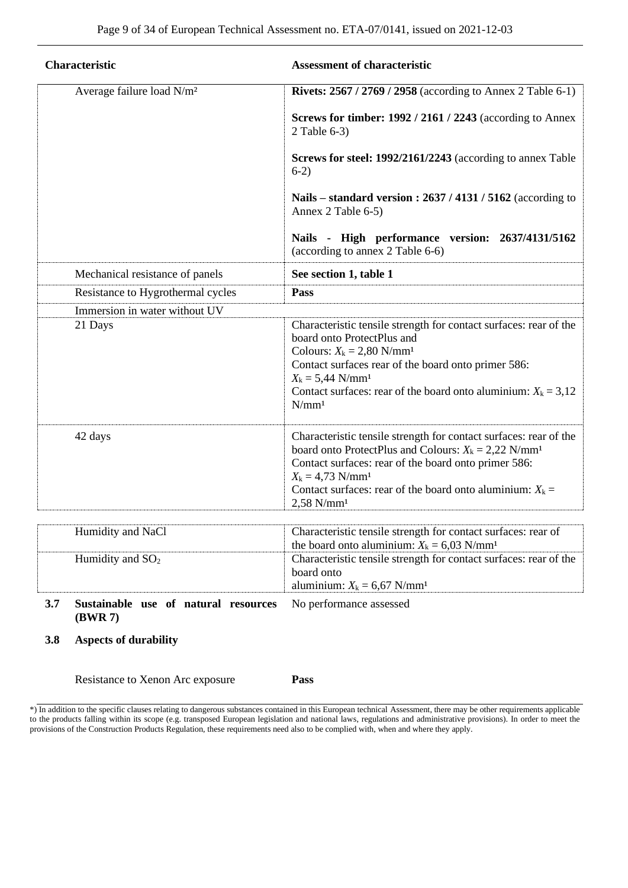| Characteristic | Assessment of characteristic |
|---|---|
| Average failure load N/m² | **Rivets: 2567 / 2769 / 2958** (according to Annex 2 Table 6-1)<br><br>**Screws for timber: 1992 / 2161 / 2243** (according to Annex 2 Table 6-3)<br><br>**Screws for steel: 1992/2161/2243** (according to annex Table 6-2)<br><br>**Nails – standard version : 2637 / 4131 / 5162** (according to Annex 2 Table 6-5)<br><br>**Nails - High performance version: 2637/4131/5162** (according to annex 2 Table 6-6) |
| Mechanical resistance of panels | **See section 1, table 1** |
| Resistance to Hygrothermal cycles | **Pass** |
| Immersion in water without UV | |
| 21 Days | Characteristic tensile strength for contact surfaces: rear of the board onto ProtectPlus and Colours: $X_k$ = 2,80 N/mm¹<br>Contact surfaces rear of the board onto primer 586: $X_k$ = 5,44 N/mm¹<br>Contact surfaces: rear of the board onto aluminium: $X_k$ = 3,12 N/mm¹ |
| 42 days | Characteristic tensile strength for contact surfaces: rear of the board onto ProtectPlus and Colours: $X_k$ = 2,22 N/mm¹<br>Contact surfaces: rear of the board onto primer 586: $X_k$ = 4,73 N/mm¹<br>Contact surfaces: rear of the board onto aluminium: $X_k$ = 2,58 N/mm¹ |

| | |
|---|---|
| Humidity and NaCl | Characteristic tensile strength for contact surfaces: rear of the board onto aluminium: $X_k$ = 6,03 N/mm¹ |
| Humidity and $SO_2$ | Characteristic tensile strength for contact surfaces: rear of the board onto aluminium: $X_k$ = 6,67 N/mm¹ |

**3.7 Sustainable use of natural resources (BWR 7)** No performance assessed

**3.8 Aspects of durability**

Resistance to Xenon Arc exposure **Pass**

*) In addition to the specific clauses relating to dangerous substances contained in this European technical Assessment, there may be other requirements applicable to the products falling within its scope (e.g. transposed European legislation and national laws, regulations and administrative provisions). In order to meet the provisions of the Construction Products Regulation, these requirements need also to be complied with, when and where they apply.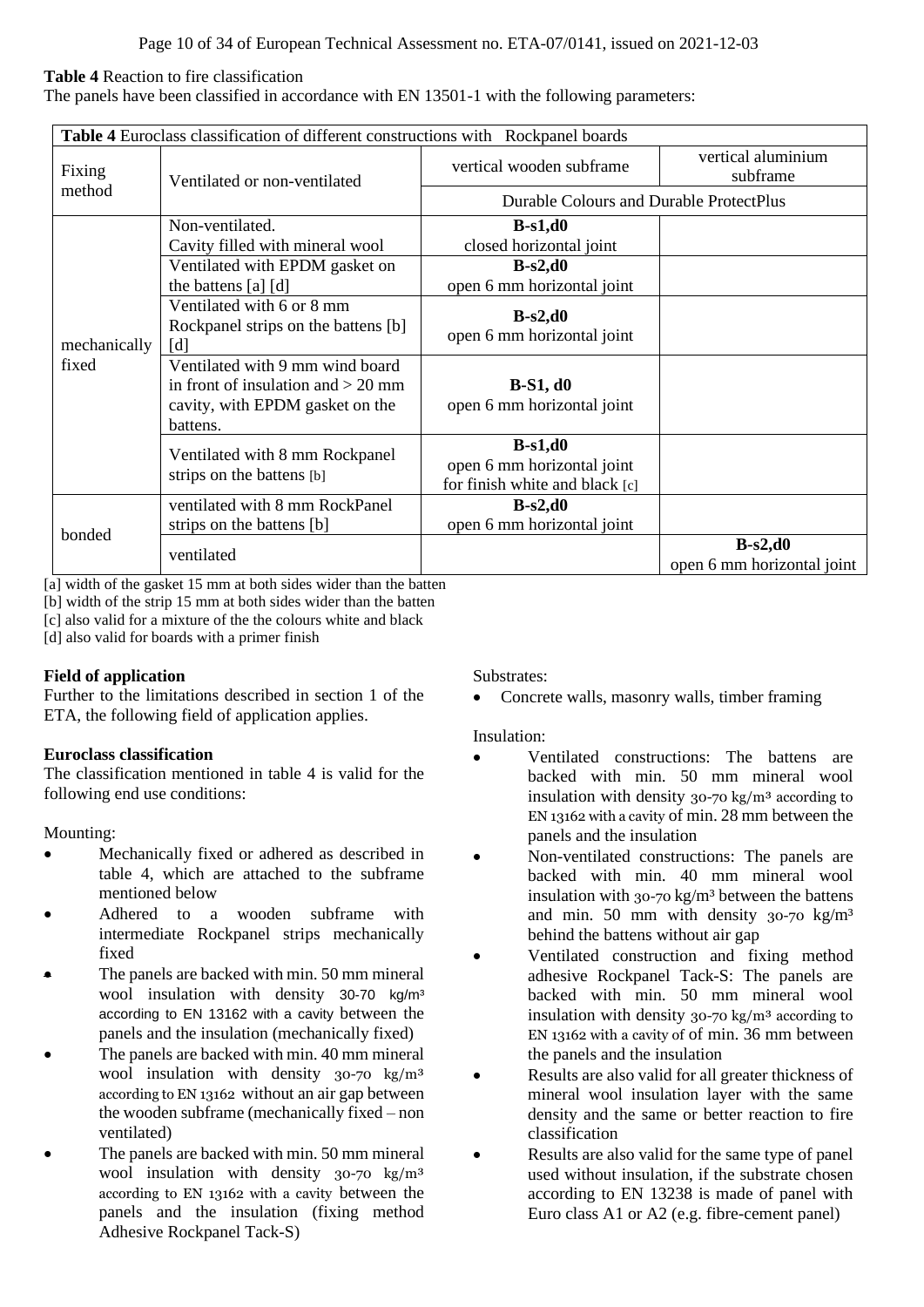**Table 4** Reaction to fire classification

The panels have been classified in accordance with EN 13501-1 with the following parameters:

| **Table 4** Euroclass classification of different constructions with Rockpanel boards | | | |
|---|---|---|---|
| Fixing method | Ventilated or non-ventilated | vertical wooden subframe | vertical aluminium subframe |
| | | Durable Colours and Durable ProtectPlus | |
| mechanically fixed | Non-ventilated. Cavity filled with mineral wool | **B-s1,d0** closed horizontal joint | |
| | Ventilated with EPDM gasket on the battens [a] [d] | **B-s2,d0** open 6 mm horizontal joint | |
| | Ventilated with 6 or 8 mm Rockpanel strips on the battens [b] [d] | **B-s2,d0** open 6 mm horizontal joint | |
| | Ventilated with 9 mm wind board in front of insulation and > 20 mm cavity, with EPDM gasket on the battens. | **B-S1, d0** open 6 mm horizontal joint | |
| | Ventilated with 8 mm Rockpanel strips on the battens [b] | **B-s1,d0** open 6 mm horizontal joint for finish white and black [c] | |
| bonded | ventilated with 8 mm RockPanel strips on the battens [b] | **B-s2,d0** open 6 mm horizontal joint | |
| | ventilated | | **B-s2,d0** open 6 mm horizontal joint |

[a] width of the gasket 15 mm at both sides wider than the batten

[b] width of the strip 15 mm at both sides wider than the batten

[c] also valid for a mixture of the the colours white and black

[d] also valid for boards with a primer finish

**Field of application**

Further to the limitations described in section 1 of the ETA, the following field of application applies.

**Euroclass classification**

The classification mentioned in table 4 is valid for the following end use conditions:

Mounting:

- Mechanically fixed or adhered as described in table 4, which are attached to the subframe mentioned below
- Adhered to a wooden subframe with intermediate Rockpanel strips mechanically fixed
- The panels are backed with min. 50 mm mineral wool insulation with density 30-70 kg/m³ according to EN 13162 with a cavity between the panels and the insulation (mechanically fixed)
- The panels are backed with min. 40 mm mineral wool insulation with density 30-70 kg/m³ according to EN 13162 without an air gap between the wooden subframe (mechanically fixed – non ventilated)
- The panels are backed with min. 50 mm mineral wool insulation with density 30-70 kg/m³ according to EN 13162 with a cavity between the panels and the insulation (fixing method Adhesive Rockpanel Tack-S)

Substrates:

- Concrete walls, masonry walls, timber framing

Insulation:

- Ventilated constructions: The battens are backed with min. 50 mm mineral wool insulation with density 30-70 kg/m³ according to EN 13162 with a cavity of min. 28 mm between the panels and the insulation
- Non-ventilated constructions: The panels are backed with min. 40 mm mineral wool insulation with 30-70 kg/m³ between the battens and min. 50 mm with density 30-70 kg/m³ behind the battens without air gap
- Ventilated construction and fixing method adhesive Rockpanel Tack-S: The panels are backed with min. 50 mm mineral wool insulation with density 30-70 kg/m³ according to EN 13162 with a cavity of of min. 36 mm between the panels and the insulation
- Results are also valid for all greater thickness of mineral wool insulation layer with the same density and the same or better reaction to fire classification
- Results are also valid for the same type of panel used without insulation, if the substrate chosen according to EN 13238 is made of panel with Euro class A1 or A2 (e.g. fibre-cement panel)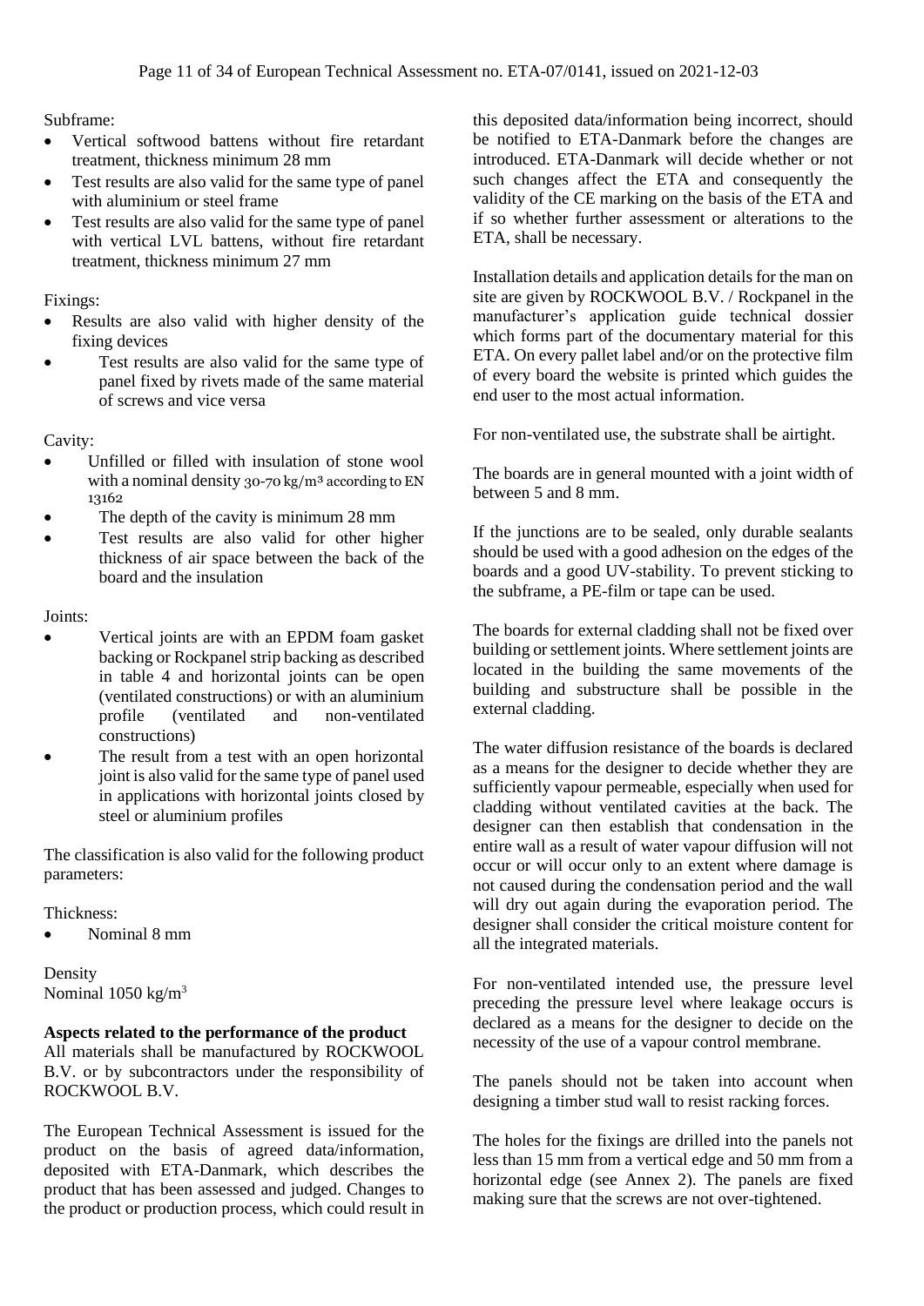Subframe:

- Vertical softwood battens without fire retardant treatment, thickness minimum 28 mm
- Test results are also valid for the same type of panel with aluminium or steel frame
- Test results are also valid for the same type of panel with vertical LVL battens, without fire retardant treatment, thickness minimum 27 mm

Fixings:

- Results are also valid with higher density of the fixing devices
- Test results are also valid for the same type of panel fixed by rivets made of the same material of screws and vice versa

Cavity:

- Unfilled or filled with insulation of stone wool with a nominal density 30-70 kg/m³ according to EN 13162
- The depth of the cavity is minimum 28 mm
- Test results are also valid for other higher thickness of air space between the back of the board and the insulation

Joints:

- Vertical joints are with an EPDM foam gasket backing or Rockpanel strip backing as described in table 4 and horizontal joints can be open (ventilated constructions) or with an aluminium profile (ventilated and non-ventilated constructions)
- The result from a test with an open horizontal joint is also valid for the same type of panel used in applications with horizontal joints closed by steel or aluminium profiles

The classification is also valid for the following product parameters:

Thickness:

- Nominal 8 mm

Density
Nominal 1050 kg/m³

**Aspects related to the performance of the product**
All materials shall be manufactured by ROCKWOOL B.V. or by subcontractors under the responsibility of ROCKWOOL B.V.

The European Technical Assessment is issued for the product on the basis of agreed data/information, deposited with ETA-Danmark, which describes the product that has been assessed and judged. Changes to the product or production process, which could result in this deposited data/information being incorrect, should be notified to ETA-Danmark before the changes are introduced. ETA-Danmark will decide whether or not such changes affect the ETA and consequently the validity of the CE marking on the basis of the ETA and if so whether further assessment or alterations to the ETA, shall be necessary.

Installation details and application details for the man on site are given by ROCKWOOL B.V. / Rockpanel in the manufacturer's application guide technical dossier which forms part of the documentary material for this ETA. On every pallet label and/or on the protective film of every board the website is printed which guides the end user to the most actual information.

For non-ventilated use, the substrate shall be airtight.

The boards are in general mounted with a joint width of between 5 and 8 mm.

If the junctions are to be sealed, only durable sealants should be used with a good adhesion on the edges of the boards and a good UV-stability. To prevent sticking to the subframe, a PE-film or tape can be used.

The boards for external cladding shall not be fixed over building or settlement joints. Where settlement joints are located in the building the same movements of the building and substructure shall be possible in the external cladding.

The water diffusion resistance of the boards is declared as a means for the designer to decide whether they are sufficiently vapour permeable, especially when used for cladding without ventilated cavities at the back. The designer can then establish that condensation in the entire wall as a result of water vapour diffusion will not occur or will occur only to an extent where damage is not caused during the condensation period and the wall will dry out again during the evaporation period. The designer shall consider the critical moisture content for all the integrated materials.

For non-ventilated intended use, the pressure level preceding the pressure level where leakage occurs is declared as a means for the designer to decide on the necessity of the use of a vapour control membrane.

The panels should not be taken into account when designing a timber stud wall to resist racking forces.

The holes for the fixings are drilled into the panels not less than 15 mm from a vertical edge and 50 mm from a horizontal edge (see Annex 2). The panels are fixed making sure that the screws are not over-tightened.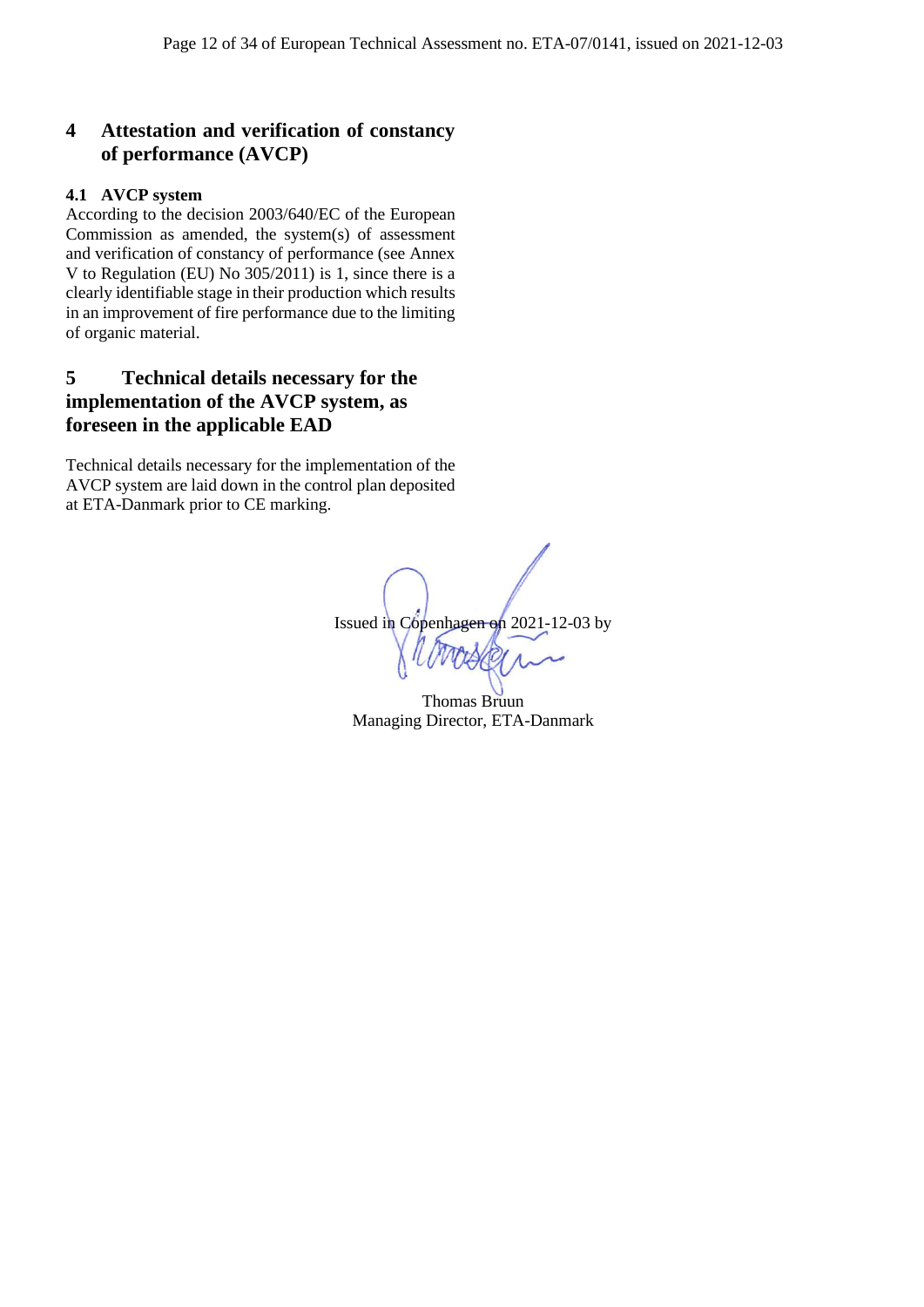## 4 Attestation and verification of constancy of performance (AVCP)

### 4.1 AVCP system

According to the decision 2003/640/EC of the European Commission as amended, the system(s) of assessment and verification of constancy of performance (see Annex V to Regulation (EU) No 305/2011) is 1, since there is a clearly identifiable stage in their production which results in an improvement of fire performance due to the limiting of organic material.

## 5 Technical details necessary for the implementation of the AVCP system, as foreseen in the applicable EAD

Technical details necessary for the implementation of the AVCP system are laid down in the control plan deposited at ETA-Danmark prior to CE marking.

Issued in Copenhagen on 2021-12-03 by

Thomas Bruun
Managing Director, ETA-Danmark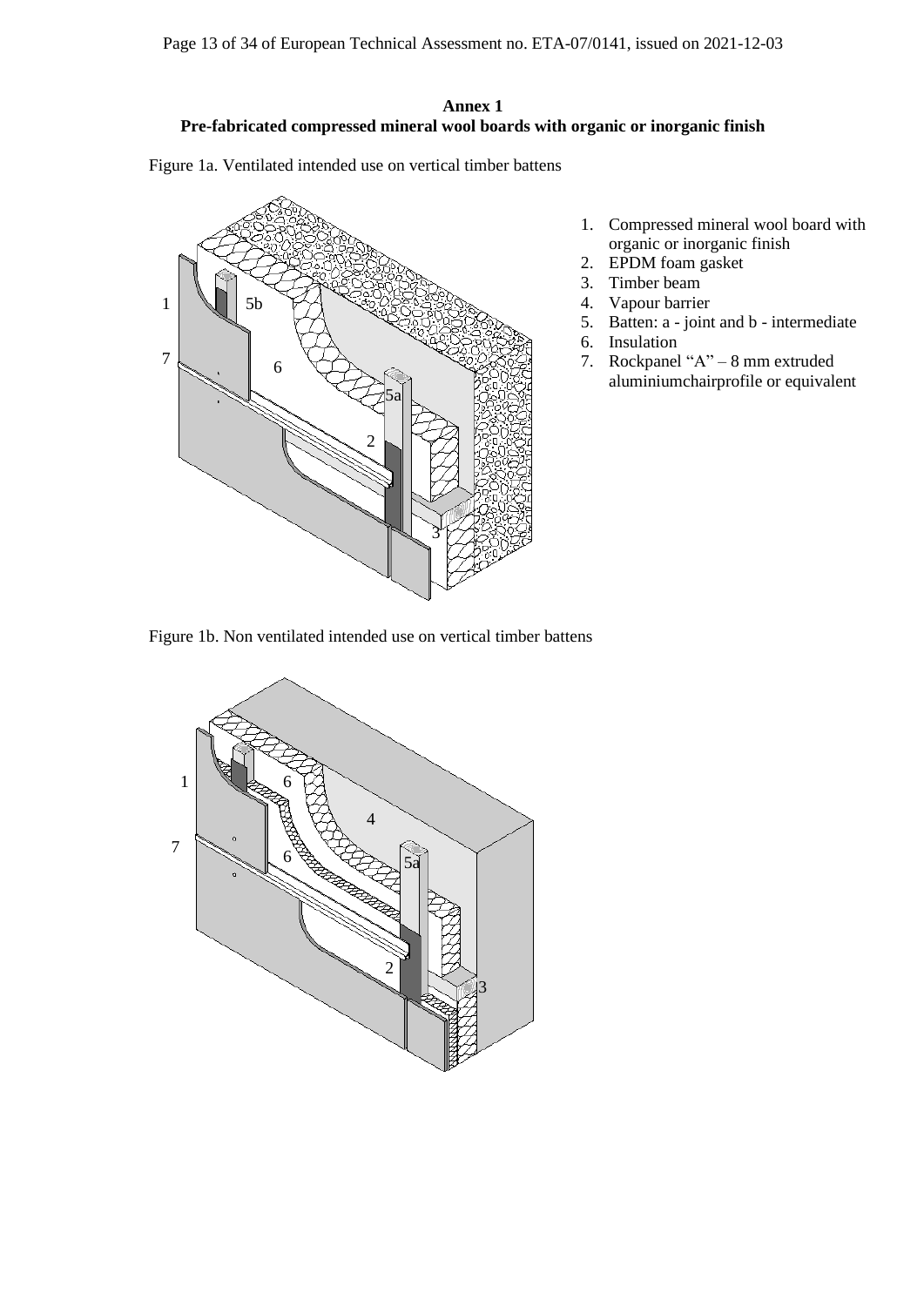**Annex 1**

**Pre-fabricated compressed mineral wool boards with organic or inorganic finish**

Figure 1a. Ventilated intended use on vertical timber battens

1. Compressed mineral wool board with organic or inorganic finish
2. EPDM foam gasket
3. Timber beam
4. Vapour barrier
5. Batten: a - joint and b - intermediate
6. Insulation
7. Rockpanel "A" – 8 mm extruded aluminiumchairprofile or equivalent

Figure 1b. Non ventilated intended use on vertical timber battens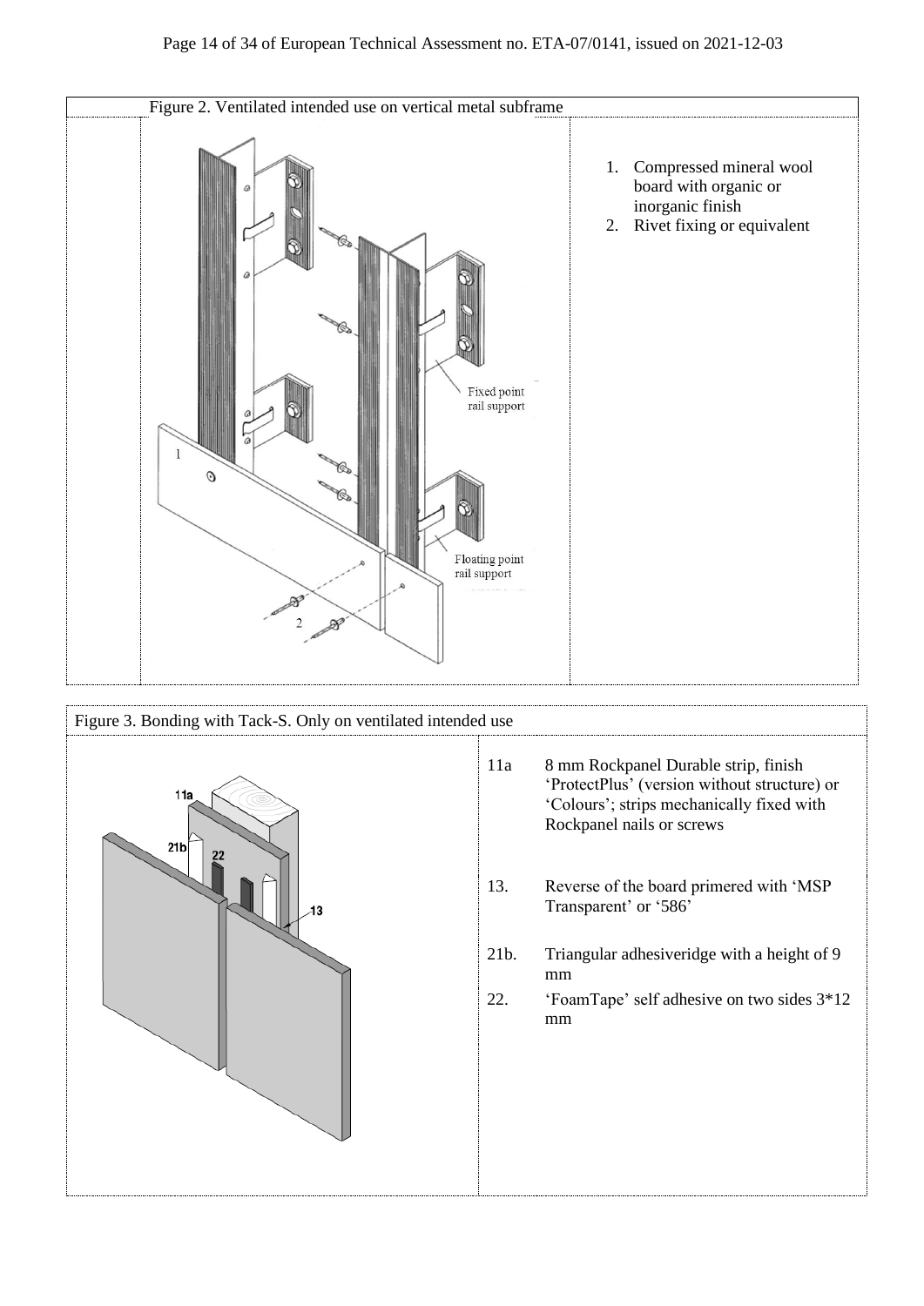Figure 2. Ventilated intended use on vertical metal subframe

Fixed point rail support

Floating point rail support

1. Compressed mineral wool board with organic or inorganic finish
2. Rivet fixing or equivalent

Figure 3. Bonding with Tack-S. Only on ventilated intended use

| | |
|---|---|
| 11a | 8 mm Rockpanel Durable strip, finish 'ProtectPlus' (version without structure) or 'Colours'; strips mechanically fixed with Rockpanel nails or screws |
| 13. | Reverse of the board primered with 'MSP Transparent' or '586' |
| 21b. | Triangular adhesiveridge with a height of 9 mm |
| 22. | 'FoamTape' self adhesive on two sides 3*12 mm |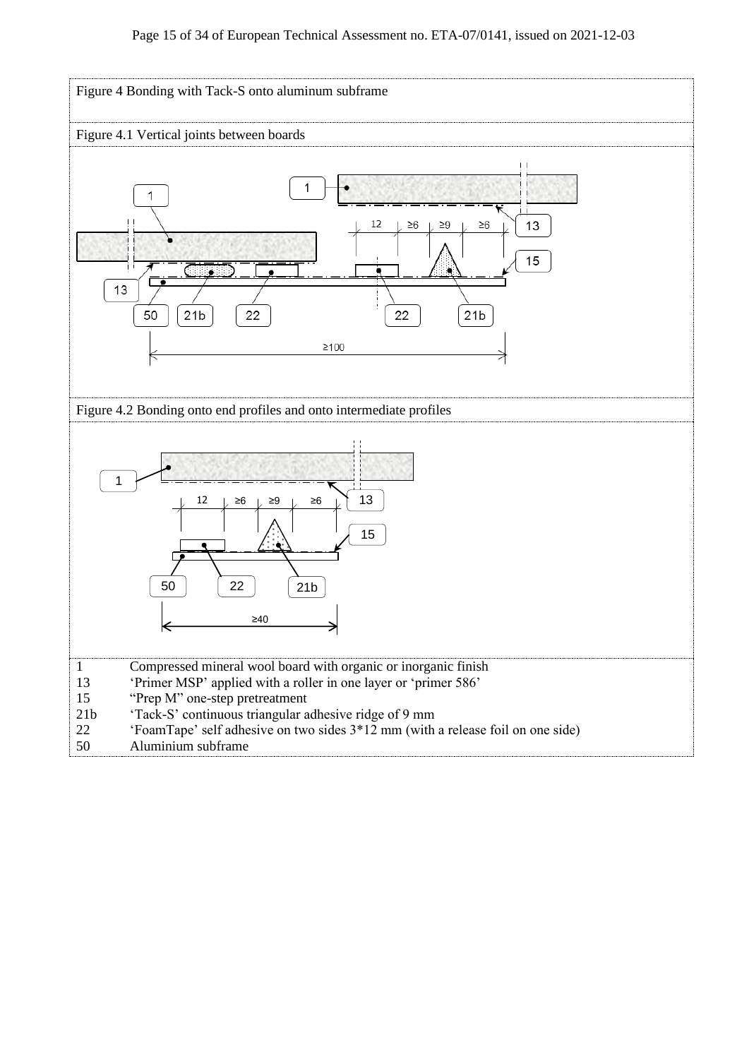Figure 4 Bonding with Tack-S onto aluminum subframe

Figure 4.1 Vertical joints between boards

1
1
13
13
15
12
≥6
≥9
≥6
50
21b
22
22
21b
≥100

Figure 4.2 Bonding onto end profiles and onto intermediate profiles

1
13
15
12
≥6
≥9
≥6
50
22
21b
≥40

| | |
|---|---|
| 1 | Compressed mineral wool board with organic or inorganic finish |
| 13 | 'Primer MSP' applied with a roller in one layer or 'primer 586' |
| 15 | "Prep M" one-step pretreatment |
| 21b | 'Tack-S' continuous triangular adhesive ridge of 9 mm |
| 22 | 'FoamTape' self adhesive on two sides 3*12 mm (with a release foil on one side) |
| 50 | Aluminium subframe |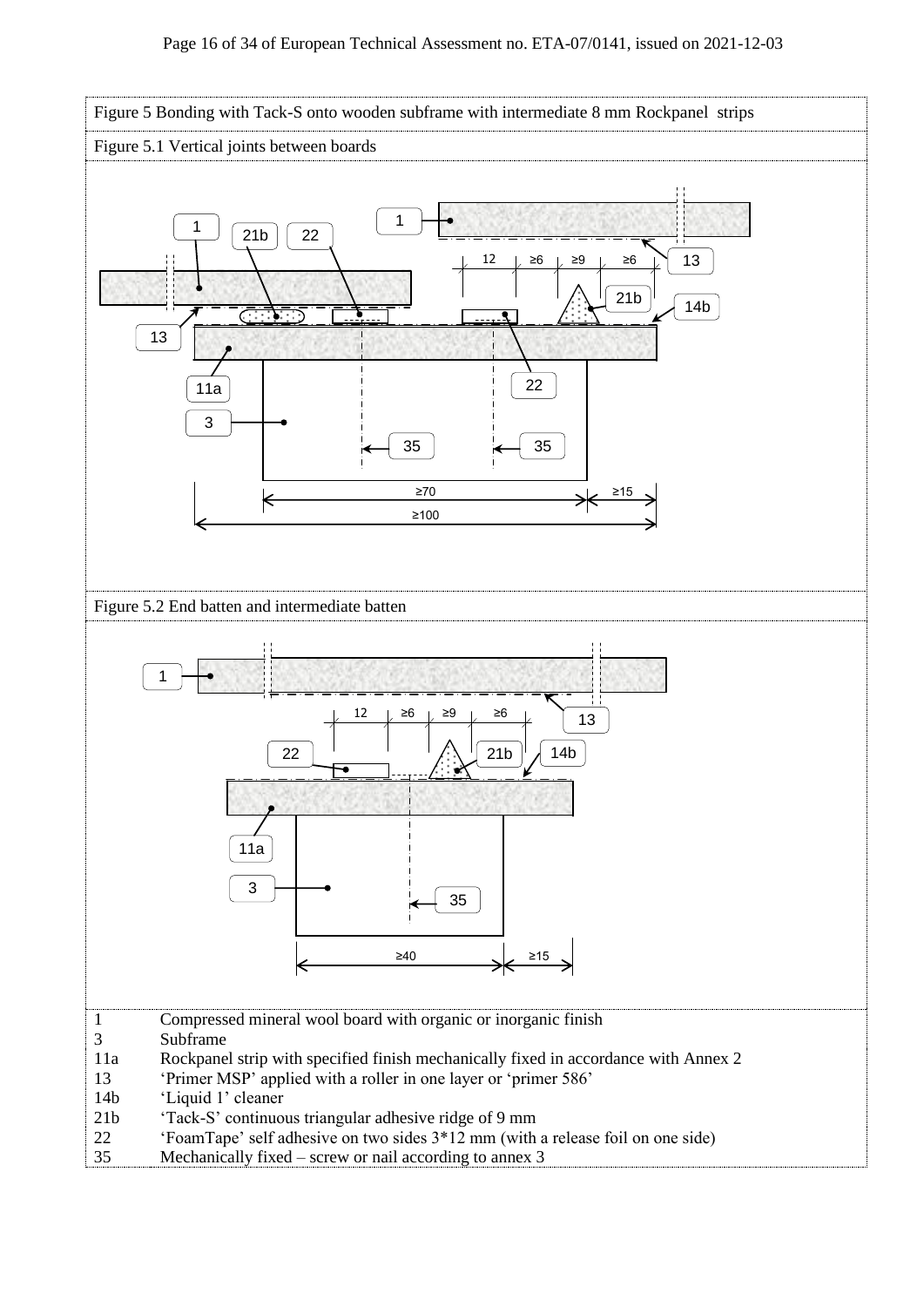Figure 5 Bonding with Tack-S onto wooden subframe with intermediate 8 mm Rockpanel strips

Figure 5.1 Vertical joints between boards

Figure 5.2 End batten and intermediate batten

| | |
|---|---|
| 1 | Compressed mineral wool board with organic or inorganic finish |
| 3 | Subframe |
| 11a | Rockpanel strip with specified finish mechanically fixed in accordance with Annex 2 |
| 13 | 'Primer MSP' applied with a roller in one layer or 'primer 586' |
| 14b | 'Liquid 1' cleaner |
| 21b | 'Tack-S' continuous triangular adhesive ridge of 9 mm |
| 22 | 'FoamTape' self adhesive on two sides 3*12 mm (with a release foil on one side) |
| 35 | Mechanically fixed – screw or nail according to annex 3 |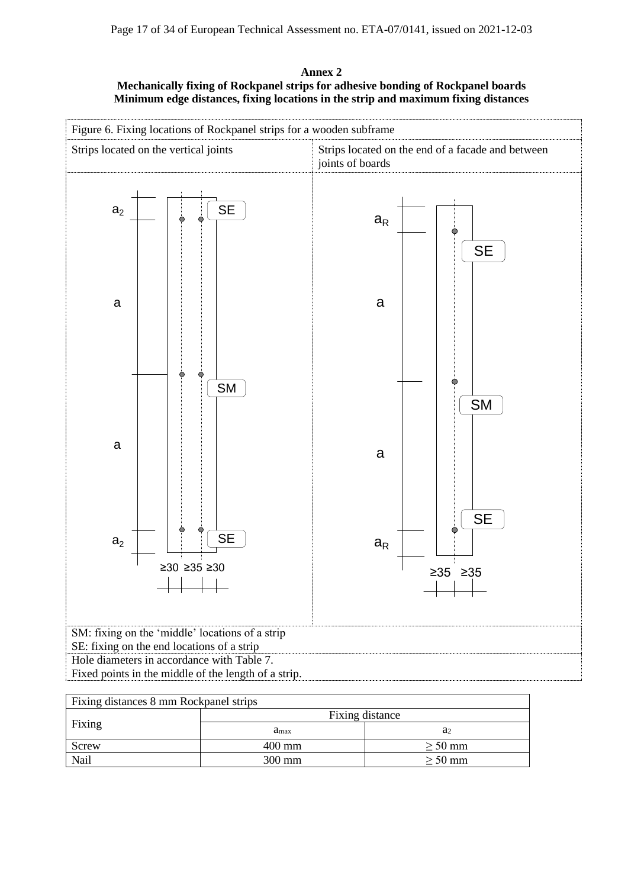**Annex 2**
**Mechanically fixing of Rockpanel strips for adhesive bonding of Rockpanel boards**
**Minimum edge distances, fixing locations in the strip and maximum fixing distances**

Figure 6. Fixing locations of Rockpanel strips for a wooden subframe

| Strips located on the vertical joints | Strips located on the end of a facade and between joints of boards |
|---|---|
| $a_2$ SE a SM a $a_2$ SE ≥30 ≥35 ≥30 | $a_R$ SE a SM a SE $a_R$ ≥35 ≥35 |

SM: fixing on the 'middle' locations of a strip
SE: fixing on the end locations of a strip
Hole diameters in accordance with Table 7.
Fixed points in the middle of the length of a strip.

| Fixing distances 8 mm Rockpanel strips | | |
|---|---|---|
| Fixing | Fixing distance | |
| | $a_{max}$ | $a_2$ |
| Screw | 400 mm | ≥ 50 mm |
| Nail | 300 mm | ≥ 50 mm |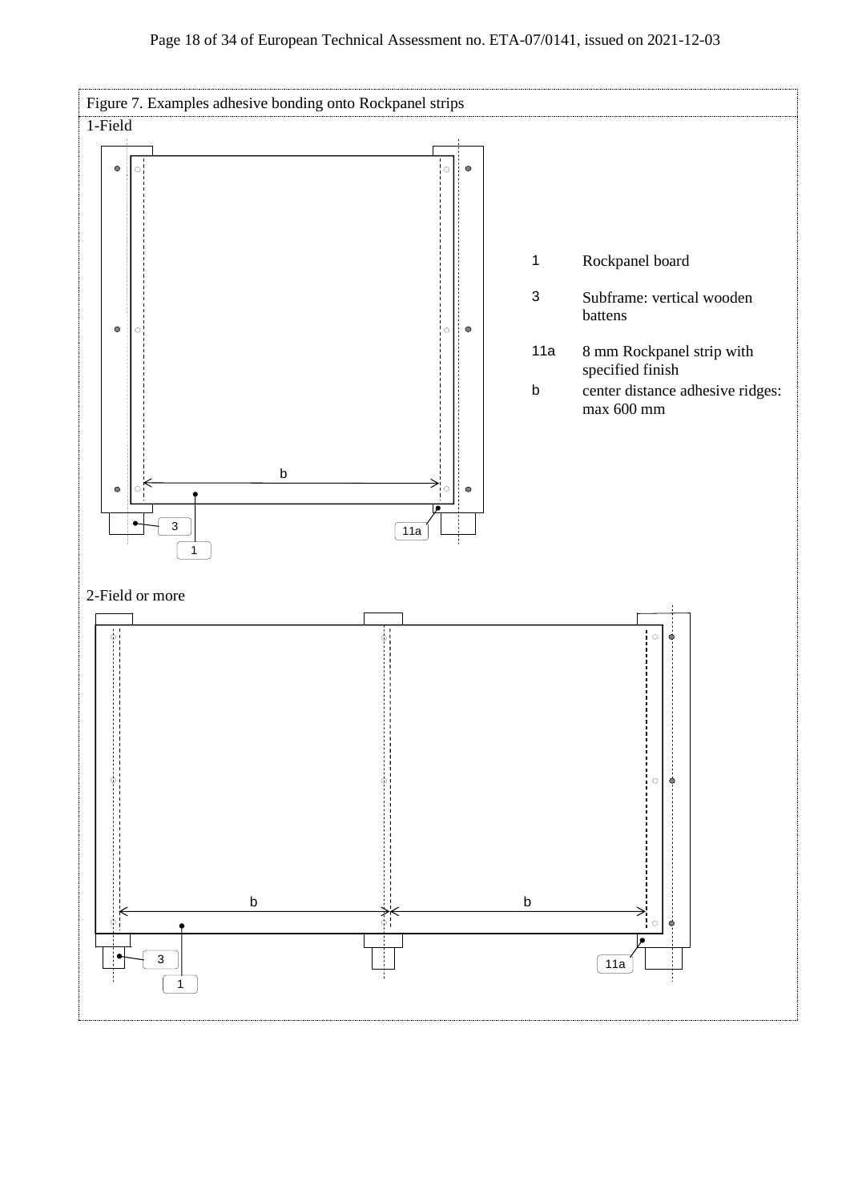Figure 7. Examples adhesive bonding onto Rockpanel strips

1-Field

b

3

1

11a

1 Rockpanel board

3 Subframe: vertical wooden battens

11a 8 mm Rockpanel strip with specified finish

b center distance adhesive ridges: max 600 mm

2-Field or more

b

b

3

1

11a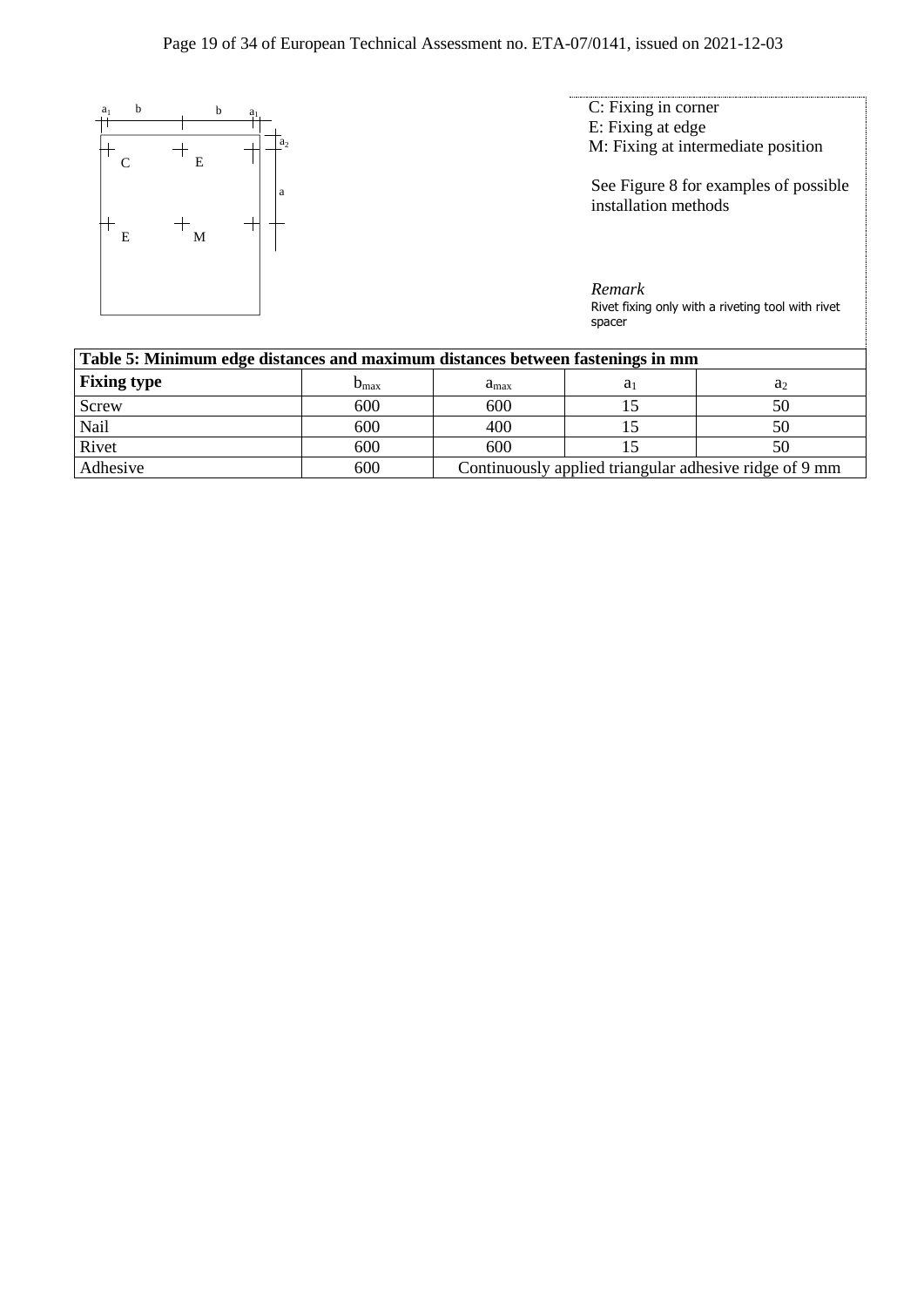$a_1$ b b $a_1$

$a_2$

C E

a

E M

C: Fixing in corner
E: Fixing at edge
M: Fixing at intermediate position

See Figure 8 for examples of possible installation methods

*Remark*
Rivet fixing only with a riveting tool with rivet spacer

**Table 5: Minimum edge distances and maximum distances between fastenings in mm**

| **Fixing type** | $b_{max}$ | $a_{max}$ | $a_1$ | $a_2$ |
|---|---|---|---|---|
| Screw | 600 | 600 | 15 | 50 |
| Nail | 600 | 400 | 15 | 50 |
| Rivet | 600 | 600 | 15 | 50 |
| Adhesive | 600 | Continuously applied triangular adhesive ridge of 9 mm | | |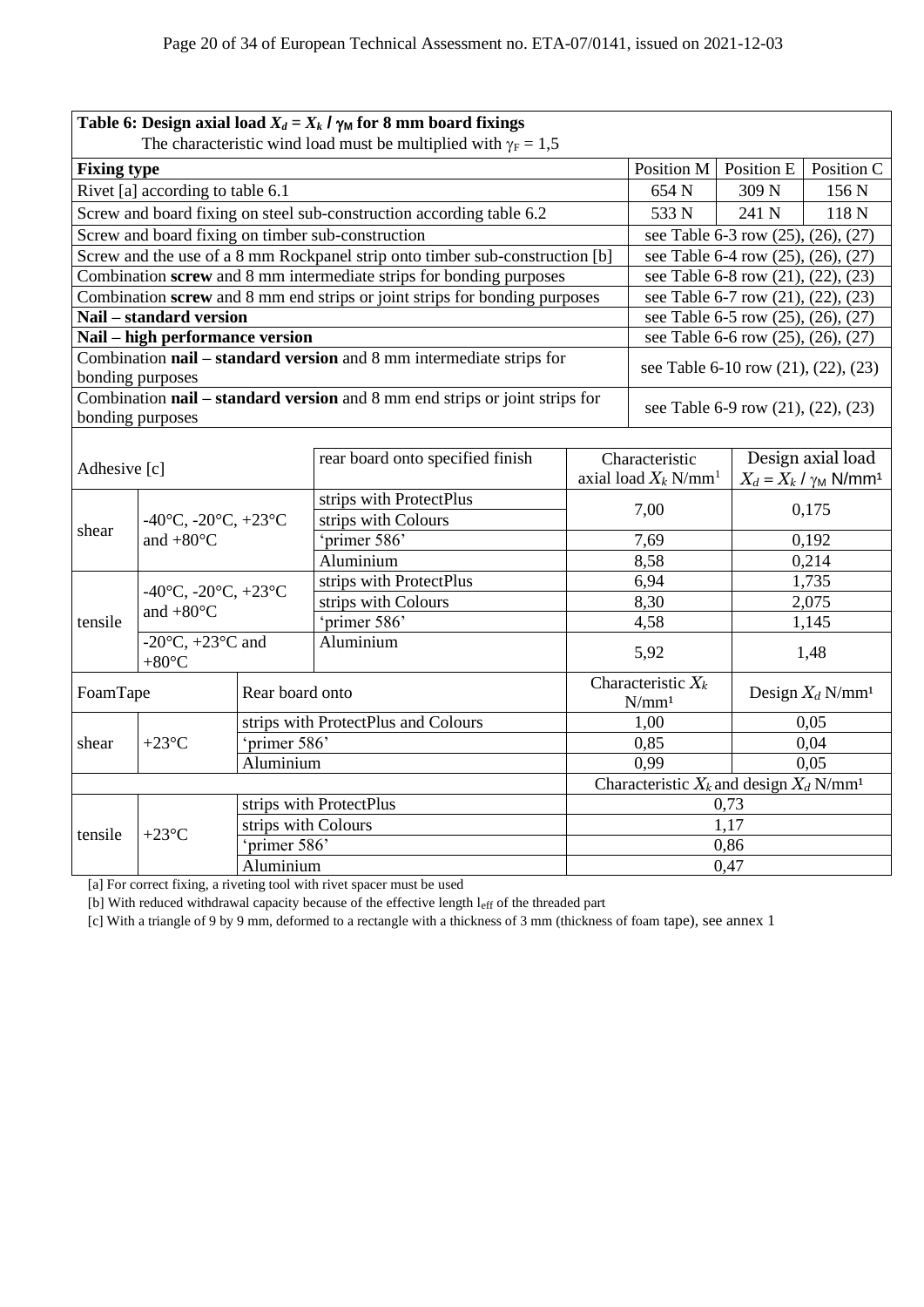**Table 6: Design axial load $X_d = X_k / \gamma_M$ for 8 mm board fixings**
The characteristic wind load must be multiplied with $\gamma_F = 1,5$

| Fixing type | Position M | Position E | Position C |
|---|---|---|---|
| Rivet [a] according to table 6.1 | 654 N | 309 N | 156 N |
| Screw and board fixing on steel sub-construction according table 6.2 | 533 N | 241 N | 118 N |
| Screw and board fixing on timber sub-construction | see Table 6-3 row (25), (26), (27) | | |
| Screw and the use of a 8 mm Rockpanel strip onto timber sub-construction [b] | see Table 6-4 row (25), (26), (27) | | |
| Combination **screw** and 8 mm intermediate strips for bonding purposes | see Table 6-8 row (21), (22), (23) | | |
| Combination **screw** and 8 mm end strips or joint strips for bonding purposes | see Table 6-7 row (21), (22), (23) | | |
| **Nail – standard version** | see Table 6-5 row (25), (26), (27) | | |
| **Nail – high performance version** | see Table 6-6 row (25), (26), (27) | | |
| Combination **nail – standard version** and 8 mm intermediate strips for bonding purposes | see Table 6-10 row (21), (22), (23) | | |
| Combination **nail – standard version** and 8 mm end strips or joint strips for bonding purposes | see Table 6-9 row (21), (22), (23) | | |

| Adhesive [c] | | rear board onto specified finish | Characteristic axial load $X_k$ N/mm¹ | Design axial load $X_d = X_k / \gamma_M$ N/mm¹ |
|---|---|---|---|---|
| shear | -40°C, -20°C, +23°C and +80°C | strips with ProtectPlus | 7,00 | 0,175 |
| | | strips with Colours | | |
| | | 'primer 586' | 7,69 | 0,192 |
| | | Aluminium | 8,58 | 0,214 |
| tensile | -40°C, -20°C, +23°C and +80°C | strips with ProtectPlus | 6,94 | 1,735 |
| | | strips with Colours | 8,30 | 2,075 |
| | | 'primer 586' | 4,58 | 1,145 |
| | -20°C, +23°C and +80°C | Aluminium | 5,92 | 1,48 |

| FoamTape | | Rear board onto | Characteristic $X_k$ N/mm¹ | Design $X_d$ N/mm¹ |
|---|---|---|---|---|
| shear | +23°C | strips with ProtectPlus and Colours | 1,00 | 0,05 |
| | | 'primer 586' | 0,85 | 0,04 |
| | | Aluminium | 0,99 | 0,05 |
| | | | Characteristic $X_k$ and design $X_d$ N/mm¹ | |
| tensile | +23°C | strips with ProtectPlus | 0,73 | |
| | | strips with Colours | 1,17 | |
| | | 'primer 586' | 0,86 | |
| | | Aluminium | 0,47 | |

[a] For correct fixing, a riveting tool with rivet spacer must be used

[b] With reduced withdrawal capacity because of the effective length $l_{eff}$ of the threaded part

[c] With a triangle of 9 by 9 mm, deformed to a rectangle with a thickness of 3 mm (thickness of foam tape), see annex 1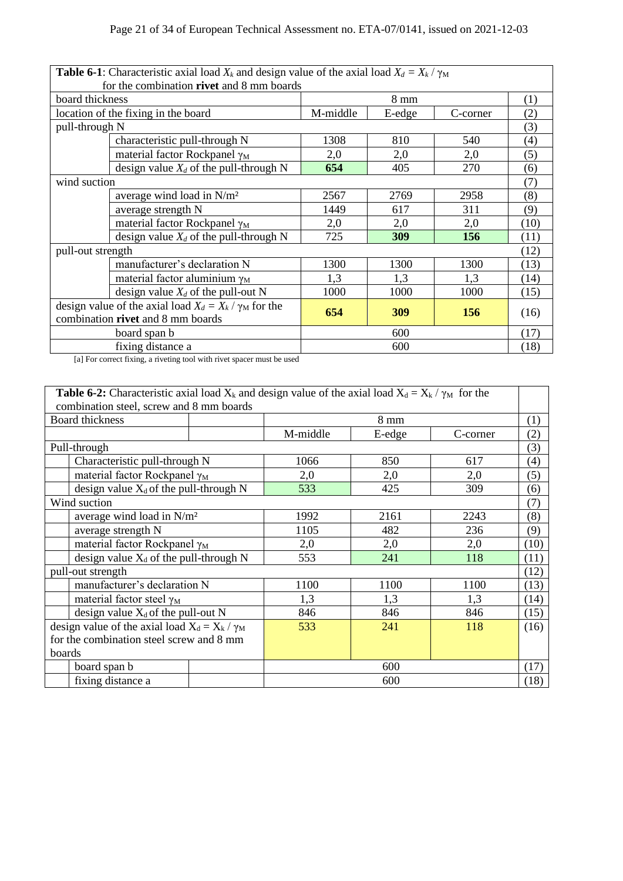**Table 6-1**: Characteristic axial load $X_k$ and design value of the axial load $X_d = X_k / \gamma_M$ for the combination **rivet** and 8 mm boards

| | | | | | |
|---|---|---|---|---|---|
| board thickness | | 8 mm | | | (1) |
| location of the fixing in the board | | M-middle | E-edge | C-corner | (2) |
| pull-through N | | | | | (3) |
| | characteristic pull-through N | 1308 | 810 | 540 | (4) |
| | material factor Rockpanel $\gamma_M$ | 2,0 | 2,0 | 2,0 | (5) |
| | design value $X_d$ of the pull-through N | **654** | 405 | 270 | (6) |
| wind suction | | | | | (7) |
| | average wind load in N/m² | 2567 | 2769 | 2958 | (8) |
| | average strength N | 1449 | 617 | 311 | (9) |
| | material factor Rockpanel $\gamma_M$ | 2,0 | 2,0 | 2,0 | (10) |
| | design value $X_d$ of the pull-through N | 725 | **309** | **156** | (11) |
| pull-out strength | | | | | (12) |
| | manufacturer's declaration N | 1300 | 1300 | 1300 | (13) |
| | material factor aluminium $\gamma_M$ | 1,3 | 1,3 | 1,3 | (14) |
| | design value $X_d$ of the pull-out N | 1000 | 1000 | 1000 | (15) |
| design value of the axial load $X_d = X_k / \gamma_M$ for the combination **rivet** and 8 mm boards | | **654** | **309** | **156** | (16) |
| | board span b | 600 | | | (17) |
| | fixing distance a | 600 | | | (18) |

[a] For correct fixing, a riveting tool with rivet spacer must be used

**Table 6-2:** Characteristic axial load $X_k$ and design value of the axial load $X_d = X_k / \gamma_M$ for the combination steel, screw and 8 mm boards

| | | | | | |
|---|---|---|---|---|---|
| Board thickness | | 8 mm | | | (1) |
| | | M-middle | E-edge | C-corner | (2) |
| Pull-through | | | | | (3) |
| | Characteristic pull-through N | 1066 | 850 | 617 | (4) |
| | material factor Rockpanel $\gamma_M$ | 2,0 | 2,0 | 2,0 | (5) |
| | design value $X_d$ of the pull-through N | 533 | 425 | 309 | (6) |
| Wind suction | | | | | (7) |
| | average wind load in N/m² | 1992 | 2161 | 2243 | (8) |
| | average strength N | 1105 | 482 | 236 | (9) |
| | material factor Rockpanel $\gamma_M$ | 2,0 | 2,0 | 2,0 | (10) |
| | design value $X_d$ of the pull-through N | 553 | 241 | 118 | (11) |
| pull-out strength | | | | | (12) |
| | manufacturer's declaration N | 1100 | 1100 | 1100 | (13) |
| | material factor steel $\gamma_M$ | 1,3 | 1,3 | 1,3 | (14) |
| | design value $X_d$ of the pull-out N | 846 | 846 | 846 | (15) |
| design value of the axial load $X_d = X_k / \gamma_M$ for the combination steel screw and 8 mm boards | | 533 | 241 | 118 | (16) |
| | board span b | 600 | | | (17) |
| | fixing distance a | 600 | | | (18) |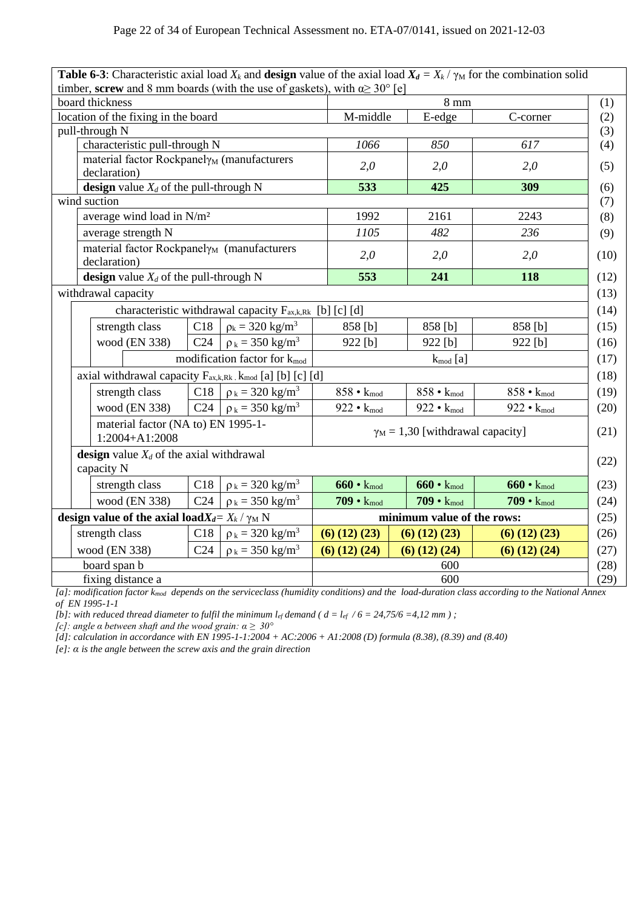**Table 6-3**: Characteristic axial load $X_k$ and **design** value of the axial load $X_d = X_k / \gamma_M$ for the combination solid timber, **screw** and 8 mm boards (with the use of gaskets), with $\alpha \geq 30°$ [e]

| | | | | | |
|---|---|---|---|---|---|
| board thickness | | 8 mm | | | (1) |
| location of the fixing in the board | | M-middle | E-edge | C-corner | (2) |
| pull-through N | | | | | (3) |
| | characteristic pull-through N | *1066* | *850* | *617* | (4) |
| | material factor Rockpanel $\gamma_M$ (manufacturers declaration) | *2,0* | *2,0* | *2,0* | (5) |
| | **design** value $X_d$ of the pull-through N | **533** | **425** | **309** | (6) |
| wind suction | | | | | (7) |
| | average wind load in N/m² | 1992 | 2161 | 2243 | (8) |
| | average strength N | *1105* | *482* | *236* | (9) |
| | material factor Rockpanel $\gamma_M$ (manufacturers declaration) | *2,0* | *2,0* | *2,0* | (10) |
| | **design** value $X_d$ of the pull-through N | **553** | **241** | **118** | (12) |
| withdrawal capacity | | | | | (13) |
| | characteristic withdrawal capacity $F_{ax,k,Rk}$ [b] [c] [d] | | | | (14) |
| | strength class C18 $\rho_k = 320$ kg/m³ | 858 [b] | 858 [b] | 858 [b] | (15) |
| | wood (EN 338) C24 $\rho_k = 350$ kg/m³ | 922 [b] | 922 [b] | 922 [b] | (16) |
| | modification factor for $k_{mod}$ | $k_{mod}$ [a] | | | (17) |
| | axial withdrawal capacity $F_{ax,k,Rk} . k_{mod}$ [a] [b] [c] [d] | | | | (18) |
| | strength class C18 $\rho_k = 320$ kg/m³ | 858 • $k_{mod}$ | 858 • $k_{mod}$ | 858 • $k_{mod}$ | (19) |
| | wood (EN 338) C24 $\rho_k = 350$ kg/m³ | 922 • $k_{mod}$ | 922 • $k_{mod}$ | 922 • $k_{mod}$ | (20) |
| | material factor (NA to) EN 1995-1-1:2004+A1:2008 | $\gamma_M = 1{,}30$ [withdrawal capacity] | | | (21) |
| | **design** value $X_d$ of the axial withdrawal capacity N | | | | (22) |
| | strength class C18 $\rho_k = 320$ kg/m³ | **660** • $k_{mod}$ | **660** • $k_{mod}$ | **660** • $k_{mod}$ | (23) |
| | wood (EN 338) C24 $\rho_k = 350$ kg/m³ | **709** • $k_{mod}$ | **709** • $k_{mod}$ | **709** • $k_{mod}$ | (24) |
| **design value of the axial load** $X_d = X_k / \gamma_M$ N | | **minimum value of the rows:** | | | (25) |
| | strength class C18 $\rho_k = 320$ kg/m³ | **(6) (12) (23)** | **(6) (12) (23)** | **(6) (12) (23)** | (26) |
| | wood (EN 338) C24 $\rho_k = 350$ kg/m³ | **(6) (12) (24)** | **(6) (12) (24)** | **(6) (12) (24)** | (27) |
| board span b | | 600 | | | (28) |
| fixing distance a | | 600 | | | (29) |

*[a]: modification factor $k_{mod}$ depends on the serviceclass (humidity conditions) and the load-duration class according to the National Annex of EN 1995-1-1*

*[b]: with reduced thread diameter to fulfil the minimum $l_{ef}$ demand ( $d = l_{ef} / 6 = 24{,}75/6 = 4{,}12$ mm ) ;*

*[c]: angle $\alpha$ between shaft and the wood grain: $\alpha \geq 30°$*

*[d]: calculation in accordance with EN 1995-1-1:2004 + AC:2006 + A1:2008 (D) formula (8.38), (8.39) and (8.40)*

*[e]: $\alpha$ is the angle between the screw axis and the grain direction*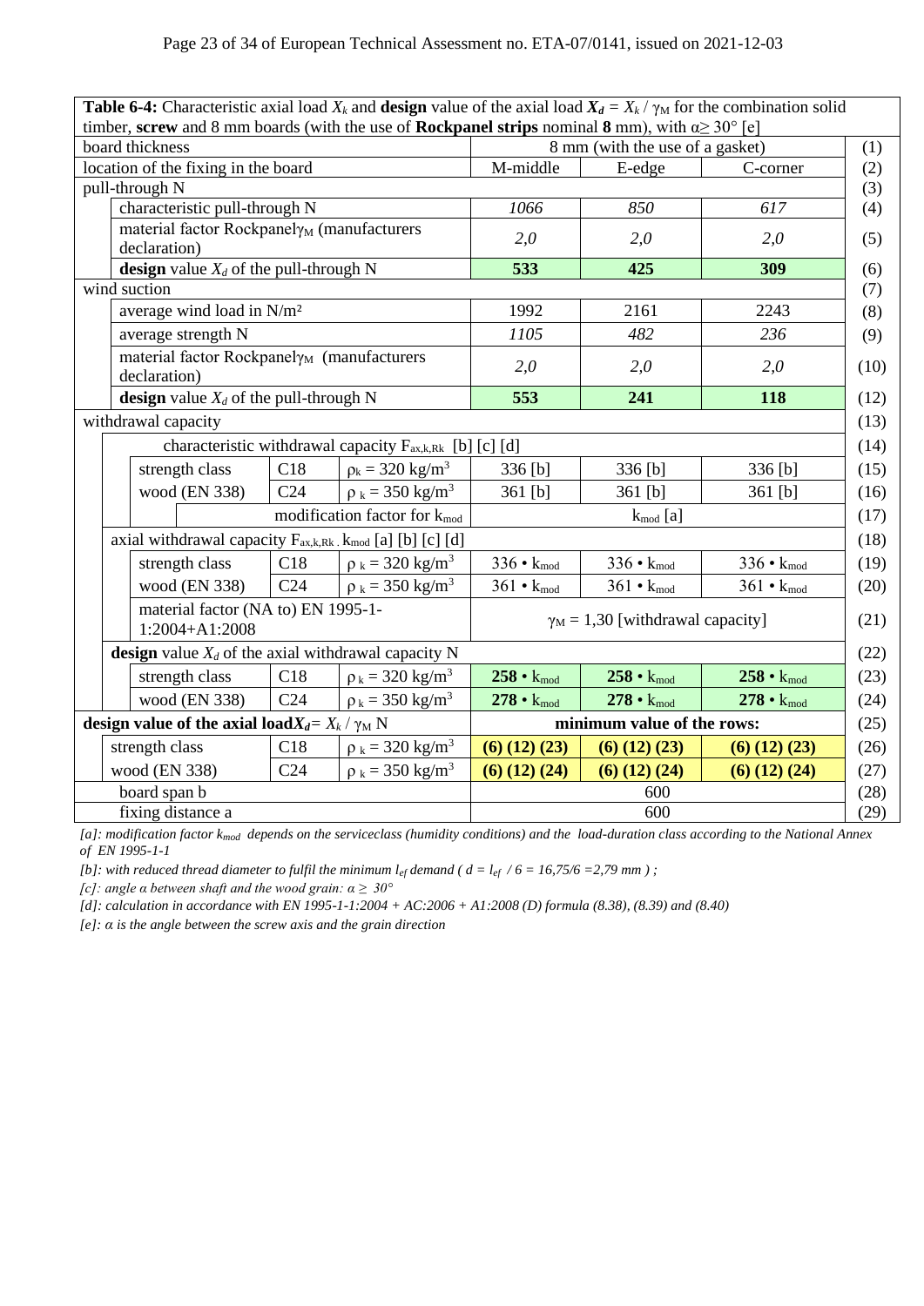**Table 6-4:** Characteristic axial load $X_k$ and **design** value of the axial load $X_d = X_k / \gamma_M$ for the combination solid timber, **screw** and 8 mm boards (with the use of **Rockpanel strips** nominal **8** mm), with $\alpha \geq 30°$ [e]

| | | | | | | |
|---|---|---|---|---|---|---|
| board thickness | | | 8 mm (with the use of a gasket) | | | (1) |
| location of the fixing in the board | | | M-middle | E-edge | C-corner | (2) |
| pull-through N | | | | | | (3) |
| characteristic pull-through N | | | *1066* | *850* | *617* | (4) |
| material factor Rockpanel $\gamma_M$ (manufacturers declaration) | | | *2,0* | *2,0* | *2,0* | (5) |
| **design** value $X_d$ of the pull-through N | | | **533** | **425** | **309** | (6) |
| wind suction | | | | | | (7) |
| average wind load in N/m² | | | 1992 | 2161 | 2243 | (8) |
| average strength N | | | *1105* | *482* | *236* | (9) |
| material factor Rockpanel $\gamma_M$ (manufacturers declaration) | | | *2,0* | *2,0* | *2,0* | (10) |
| **design** value $X_d$ of the pull-through N | | | **553** | **241** | **118** | (12) |
| withdrawal capacity | | | | | | (13) |
| characteristic withdrawal capacity $F_{ax,k,Rk}$ [b] [c] [d] | | | | | | (14) |
| strength class | C18 | $\rho_k = 320$ kg/m³ | 336 [b] | 336 [b] | 336 [b] | (15) |
| wood (EN 338) | C24 | $\rho_k = 350$ kg/m³ | 361 [b] | 361 [b] | 361 [b] | (16) |
| | | modification factor for $k_{mod}$ | $k_{mod}$ [a] | | | (17) |
| axial withdrawal capacity $F_{ax,k,Rk} \cdot k_{mod}$ [a] [b] [c] [d] | | | | | | (18) |
| strength class | C18 | $\rho_k = 320$ kg/m³ | $336 \cdot k_{mod}$ | $336 \cdot k_{mod}$ | $336 \cdot k_{mod}$ | (19) |
| wood (EN 338) | C24 | $\rho_k = 350$ kg/m³ | $361 \cdot k_{mod}$ | $361 \cdot k_{mod}$ | $361 \cdot k_{mod}$ | (20) |
| material factor (NA to) EN 1995-1-1:2004+A1:2008 | | | $\gamma_M = 1,30$ [withdrawal capacity] | | | (21) |
| **design** value $X_d$ of the axial withdrawal capacity N | | | | | | (22) |
| strength class | C18 | $\rho_k = 320$ kg/m³ | **258** $\cdot k_{mod}$ | **258** $\cdot k_{mod}$ | **258** $\cdot k_{mod}$ | (23) |
| wood (EN 338) | C24 | $\rho_k = 350$ kg/m³ | **278** $\cdot k_{mod}$ | **278** $\cdot k_{mod}$ | **278** $\cdot k_{mod}$ | (24) |
| **design value of the axial load** $X_d = X_k / \gamma_M$ N | | | **minimum value of the rows:** | | | (25) |
| strength class | C18 | $\rho_k = 320$ kg/m³ | **(6) (12) (23)** | **(6) (12) (23)** | **(6) (12) (23)** | (26) |
| wood (EN 338) | C24 | $\rho_k = 350$ kg/m³ | **(6) (12) (24)** | **(6) (12) (24)** | **(6) (12) (24)** | (27) |
| board span b | | | 600 | | | (28) |
| fixing distance a | | | 600 | | | (29) |

*[a]: modification factor $k_{mod}$ depends on the serviceclass (humidity conditions) and the load-duration class according to the National Annex of EN 1995-1-1*

*[b]: with reduced thread diameter to fulfil the minimum $l_{ef}$ demand ( $d = l_{ef} / 6 = 16,75/6 = 2,79$ mm ) ;*

*[c]: angle α between shaft and the wood grain: $\alpha \geq 30°$*

*[d]: calculation in accordance with EN 1995-1-1:2004 + AC:2006 + A1:2008 (D) formula (8.38), (8.39) and (8.40)*

*[e]: α is the angle between the screw axis and the grain direction*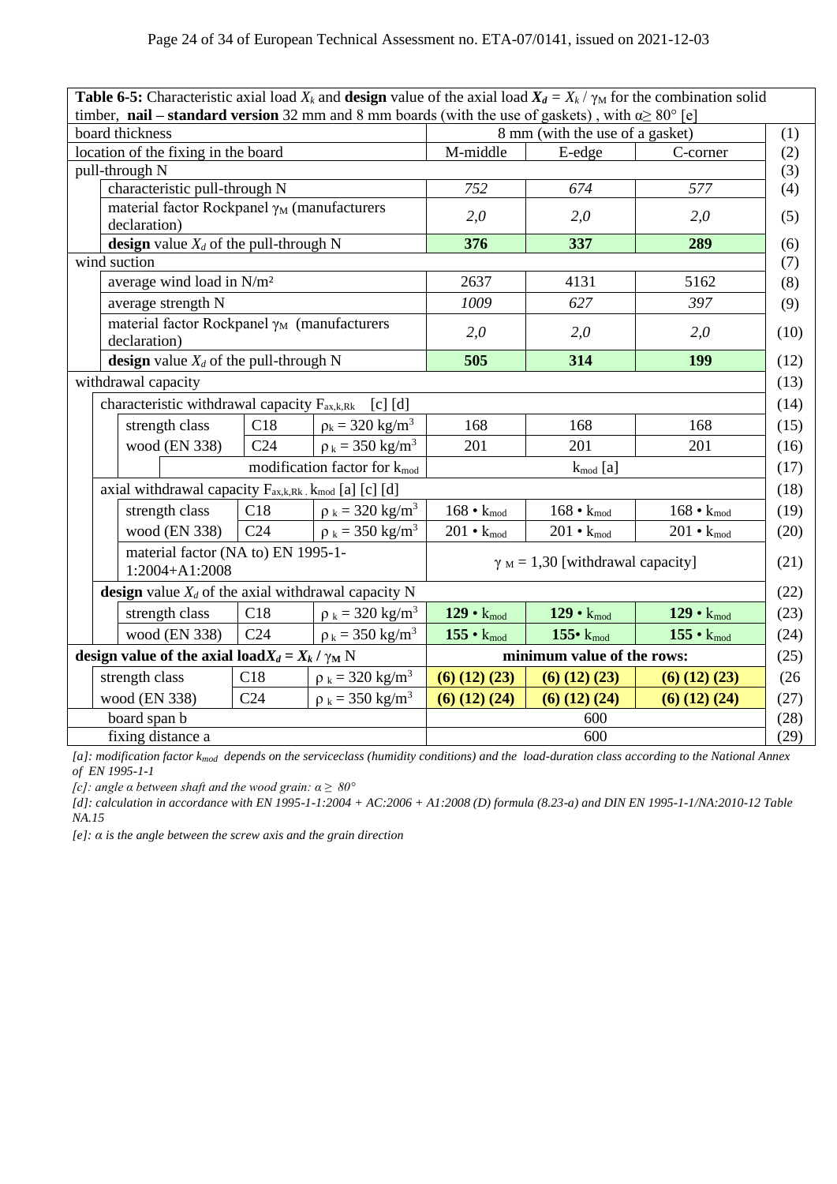**Table 6-5:** Characteristic axial load $X_k$ and **design** value of the axial load $X_d = X_k / \gamma_M$ for the combination solid timber, **nail – standard version** 32 mm and 8 mm boards (with the use of gaskets) , with $\alpha \geq 80°$ [e]

| | | | | | | |
|---|---|---|---|---|---|---|
| board thickness | | | 8 mm (with the use of a gasket) | | | (1) |
| location of the fixing in the board | | | M-middle | E-edge | C-corner | (2) |
| pull-through N | | | | | | (3) |
| characteristic pull-through N | | | *752* | *674* | *577* | (4) |
| material factor Rockpanel $\gamma_M$ (manufacturers declaration) | | | *2,0* | *2,0* | *2,0* | (5) |
| **design** value $X_d$ of the pull-through N | | | **376** | **337** | **289** | (6) |
| wind suction | | | | | | (7) |
| average wind load in N/m² | | | 2637 | 4131 | 5162 | (8) |
| average strength N | | | *1009* | *627* | *397* | (9) |
| material factor Rockpanel $\gamma_M$ (manufacturers declaration) | | | *2,0* | *2,0* | *2,0* | (10) |
| **design** value $X_d$ of the pull-through N | | | **505** | **314** | **199** | (12) |
| withdrawal capacity | | | | | | (13) |
| characteristic withdrawal capacity $F_{ax,k,Rk}$ [c] [d] | | | | | | (14) |
| strength class | C18 | $\rho_k = 320$ kg/m³ | 168 | 168 | 168 | (15) |
| wood (EN 338) | C24 | $\rho_k = 350$ kg/m³ | 201 | 201 | 201 | (16) |
| | | modification factor for $k_{mod}$ | $k_{mod}$ [a] | | | (17) |
| axial withdrawal capacity $F_{ax,k,Rk} \cdot k_{mod}$ [a] [c] [d] | | | | | | (18) |
| strength class | C18 | $\rho_k = 320$ kg/m³ | $168 \cdot k_{mod}$ | $168 \cdot k_{mod}$ | $168 \cdot k_{mod}$ | (19) |
| wood (EN 338) | C24 | $\rho_k = 350$ kg/m³ | $201 \cdot k_{mod}$ | $201 \cdot k_{mod}$ | $201 \cdot k_{mod}$ | (20) |
| material factor (NA to) EN 1995-1-1:2004+A1:2008 | | | $\gamma_M = 1{,}30$ [withdrawal capacity] | | | (21) |
| **design** value $X_d$ of the axial withdrawal capacity N | | | | | | (22) |
| strength class | C18 | $\rho_k = 320$ kg/m³ | **$129 \cdot k_{mod}$** | **$129 \cdot k_{mod}$** | **$129 \cdot k_{mod}$** | (23) |
| wood (EN 338) | C24 | $\rho_k = 350$ kg/m³ | **$155 \cdot k_{mod}$** | **$155 \cdot k_{mod}$** | **$155 \cdot k_{mod}$** | (24) |
| **design value of the axial load** $X_d = X_k / \gamma_M$ N | | | **minimum value of the rows:** | | | (25) |
| strength class | C18 | $\rho_k = 320$ kg/m³ | **(6) (12) (23)** | **(6) (12) (23)** | **(6) (12) (23)** | (26 |
| wood (EN 338) | C24 | $\rho_k = 350$ kg/m³ | **(6) (12) (24)** | **(6) (12) (24)** | **(6) (12) (24)** | (27) |
| board span b | | | 600 | | | (28) |
| fixing distance a | | | 600 | | | (29) |

*[a]: modification factor $k_{mod}$ depends on the serviceclass (humidity conditions) and the load-duration class according to the National Annex of EN 1995-1-1*

*[c]: angle α between shaft and the wood grain: $\alpha \geq 80°$*

*[d]: calculation in accordance with EN 1995-1-1:2004 + AC:2006 + A1:2008 (D) formula (8.23-a) and DIN EN 1995-1-1/NA:2010-12 Table NA.15*

*[e]: α is the angle between the screw axis and the grain direction*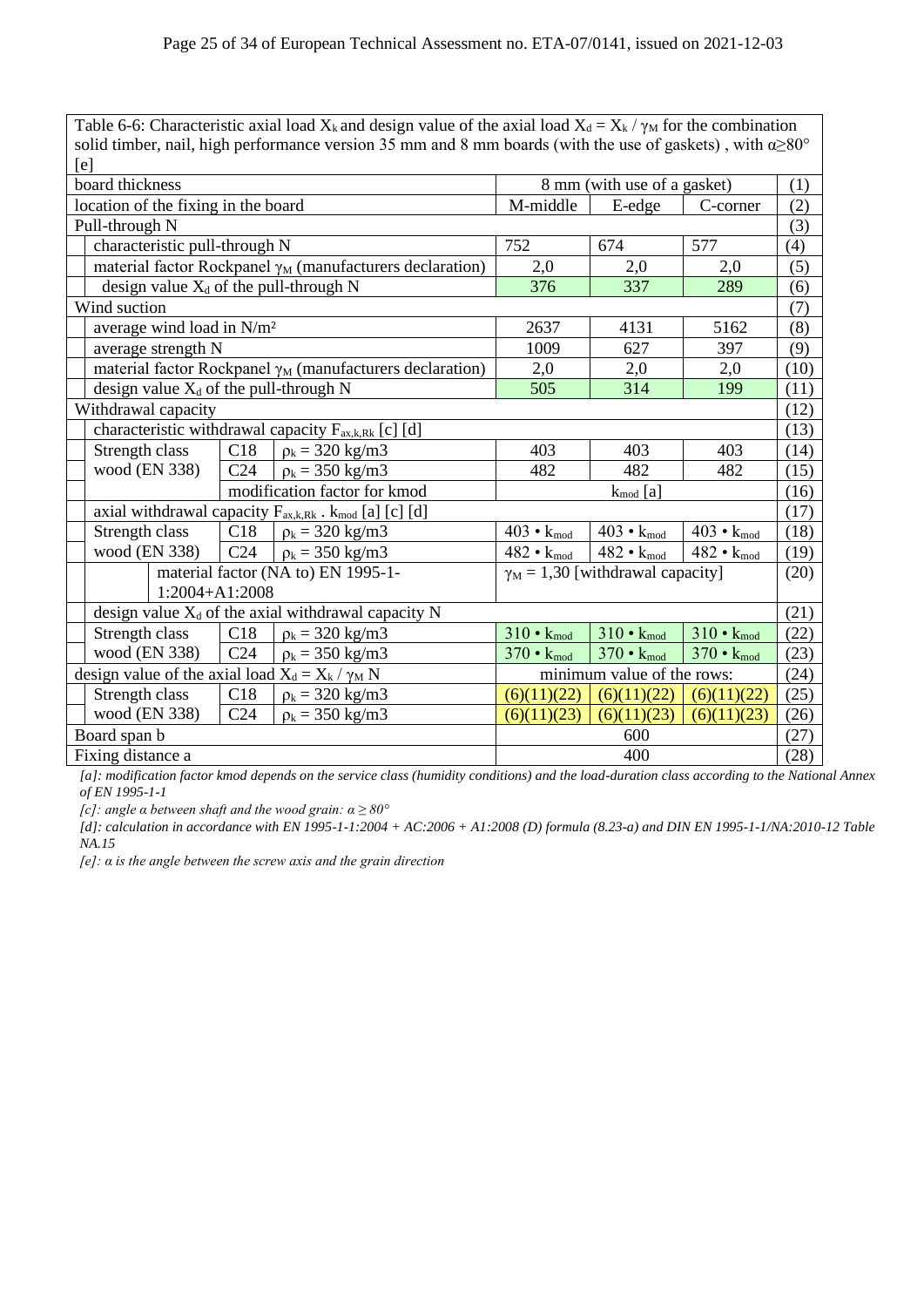Table 6-6: Characteristic axial load $X_k$ and design value of the axial load $X_d = X_k / \gamma_M$ for the combination solid timber, nail, high performance version 35 mm and 8 mm boards (with the use of gaskets) , with $\alpha \geq 80°$ [e]

| | | | | | | |
|---|---|---|---|---|---|---|
| board thickness | | | 8 mm (with use of a gasket) | | | (1) |
| location of the fixing in the board | | | M-middle | E-edge | C-corner | (2) |
| Pull-through N | | | | | | (3) |
| characteristic pull-through N | | | 752 | 674 | 577 | (4) |
| material factor Rockpanel $\gamma_M$ (manufacturers declaration) | | | 2,0 | 2,0 | 2,0 | (5) |
| design value $X_d$ of the pull-through N | | | 376 | 337 | 289 | (6) |
| Wind suction | | | | | | (7) |
| average wind load in N/m² | | | 2637 | 4131 | 5162 | (8) |
| average strength N | | | 1009 | 627 | 397 | (9) |
| material factor Rockpanel $\gamma_M$ (manufacturers declaration) | | | 2,0 | 2,0 | 2,0 | (10) |
| design value $X_d$ of the pull-through N | | | 505 | 314 | 199 | (11) |
| Withdrawal capacity | | | | | | (12) |
| characteristic withdrawal capacity $F_{ax,k,Rk}$ [c] [d] | | | | | | (13) |
| Strength class wood (EN 338) | C18 | $\rho_k$ = 320 kg/m3 | 403 | 403 | 403 | (14) |
| | C24 | $\rho_k$ = 350 kg/m3 | 482 | 482 | 482 | (15) |
| | modification factor for kmod | | $k_{mod}$ [a] | | | (16) |
| axial withdrawal capacity $F_{ax,k,Rk}$ . $k_{mod}$ [a] [c] [d] | | | | | | (17) |
| Strength class wood (EN 338) | C18 | $\rho_k$ = 320 kg/m3 | 403 • $k_{mod}$ | 403 • $k_{mod}$ | 403 • $k_{mod}$ | (18) |
| | C24 | $\rho_k$ = 350 kg/m3 | 482 • $k_{mod}$ | 482 • $k_{mod}$ | 482 • $k_{mod}$ | (19) |
| | material factor (NA to) EN 1995-1-1:2004+A1:2008 | | $\gamma_M$ = 1,30 [withdrawal capacity] | | | (20) |
| design value $X_d$ of the axial withdrawal capacity N | | | | | | (21) |
| Strength class wood (EN 338) | C18 | $\rho_k$ = 320 kg/m3 | 310 • $k_{mod}$ | 310 • $k_{mod}$ | 310 • $k_{mod}$ | (22) |
| | C24 | $\rho_k$ = 350 kg/m3 | 370 • $k_{mod}$ | 370 • $k_{mod}$ | 370 • $k_{mod}$ | (23) |
| design value of the axial load $X_d = X_k / \gamma_M$ N | | | minimum value of the rows: | | | (24) |
| Strength class wood (EN 338) | C18 | $\rho_k$ = 320 kg/m3 | (6)(11)(22) | (6)(11)(22) | (6)(11)(22) | (25) |
| | C24 | $\rho_k$ = 350 kg/m3 | (6)(11)(23) | (6)(11)(23) | (6)(11)(23) | (26) |
| Board span b | | | 600 | | | (27) |
| Fixing distance a | | | 400 | | | (28) |

*[a]: modification factor kmod depends on the service class (humidity conditions) and the load-duration class according to the National Annex of EN 1995-1-1*

*[c]: angle $\alpha$ between shaft and the wood grain: $\alpha \geq 80°$*

*[d]: calculation in accordance with EN 1995-1-1:2004 + AC:2006 + A1:2008 (D) formula (8.23-a) and DIN EN 1995-1-1/NA:2010-12 Table NA.15*

*[e]: $\alpha$ is the angle between the screw axis and the grain direction*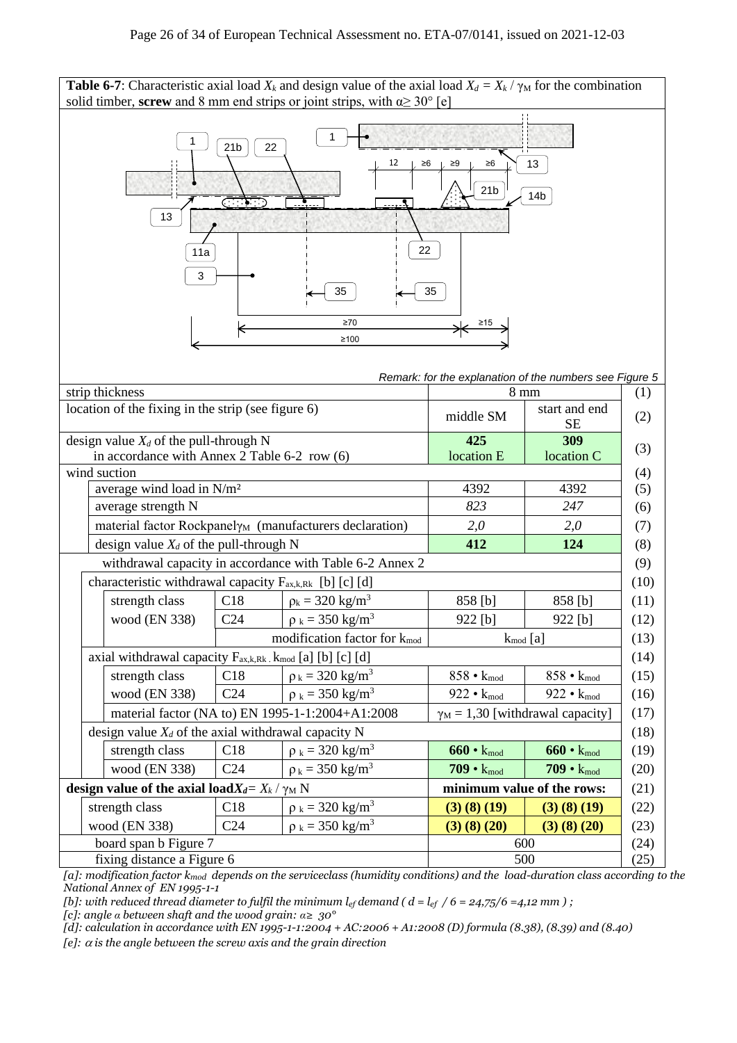**Table 6-7**: Characteristic axial load $X_k$ and design value of the axial load $X_d = X_k / \gamma_M$ for the combination solid timber, **screw** and 8 mm end strips or joint strips, with $\alpha \geq 30°$ [e]

1
21b
22
1
12
≥6
≥9
≥6
13
21b
14b
13
11a
22
3
35
35
≥70
≥15
≥100

*Remark: for the explanation of the numbers see Figure 5*

| | | | | | |
|---|---|---|---|---|---|
| strip thickness | | | 8 mm | | (1) |
| location of the fixing in the strip (see figure 6) | | | middle SM | start and end SE | (2) |
| design value $X_d$ of the pull-through N in accordance with Annex 2 Table 6-2 row (6) | | | **425** location E | **309** location C | (3) |
| wind suction | | | | | (4) |
| average wind load in N/m² | | | 4392 | 4392 | (5) |
| average strength N | | | *823* | *247* | (6) |
| material factor Rockpanel $\gamma_M$ (manufacturers declaration) | | | *2,0* | *2,0* | (7) |
| design value $X_d$ of the pull-through N | | | **412** | **124** | (8) |
| withdrawal capacity in accordance with Table 6-2 Annex 2 | | | | | (9) |
| characteristic withdrawal capacity $F_{ax,k,Rk}$ [b] [c] [d] | | | | | (10) |
| strength class wood (EN 338) | C18 | $\rho_k = 320$ kg/m³ | 858 [b] | 858 [b] | (11) |
| | C24 | $\rho_k = 350$ kg/m³ | 922 [b] | 922 [b] | (12) |
| | modification factor for $k_{mod}$ | | $k_{mod}$ [a] | | (13) |
| axial withdrawal capacity $F_{ax,k,Rk} . k_{mod}$ [a] [b] [c] [d] | | | | | (14) |
| strength class wood (EN 338) | C18 | $\rho_k = 320$ kg/m³ | 858 • $k_{mod}$ | 858 • $k_{mod}$ | (15) |
| | C24 | $\rho_k = 350$ kg/m³ | 922 • $k_{mod}$ | 922 • $k_{mod}$ | (16) |
| material factor (NA to) EN 1995-1-1:2004+A1:2008 | | | $\gamma_M = 1{,}30$ [withdrawal capacity] | | (17) |
| design value $X_d$ of the axial withdrawal capacity N | | | | | (18) |
| strength class wood (EN 338) | C18 | $\rho_k = 320$ kg/m³ | **660** • $k_{mod}$ | **660** • $k_{mod}$ | (19) |
| | C24 | $\rho_k = 350$ kg/m³ | **709** • $k_{mod}$ | **709** • $k_{mod}$ | (20) |
| **design value of the axial load** $X_d = X_k / \gamma_M$ N | | | **minimum value of the rows:** | | (21) |
| strength class wood (EN 338) | C18 | $\rho_k = 320$ kg/m³ | **(3) (8) (19)** | **(3) (8) (19)** | (22) |
| | C24 | $\rho_k = 350$ kg/m³ | **(3) (8) (20)** | **(3) (8) (20)** | (23) |
| board span b Figure 7 | | | 600 | | (24) |
| fixing distance a Figure 6 | | | 500 | | (25) |

*[a]: modification factor $k_{mod}$ depends on the serviceclass (humidity conditions) and the load-duration class according to the National Annex of EN 1995-1-1*

*[b]: with reduced thread diameter to fulfil the minimum $l_{ef}$ demand ( $d = l_{ef} / 6 = 24{,}75/6 = 4{,}12$ mm ) ;*

*[c]: angle $\alpha$ between shaft and the wood grain: $\alpha \geq 30°$*

*[d]: calculation in accordance with EN 1995-1-1:2004 + AC:2006 + A1:2008 (D) formula (8.38), (8.39) and (8.40)*

*[e]: $\alpha$ is the angle between the screw axis and the grain direction*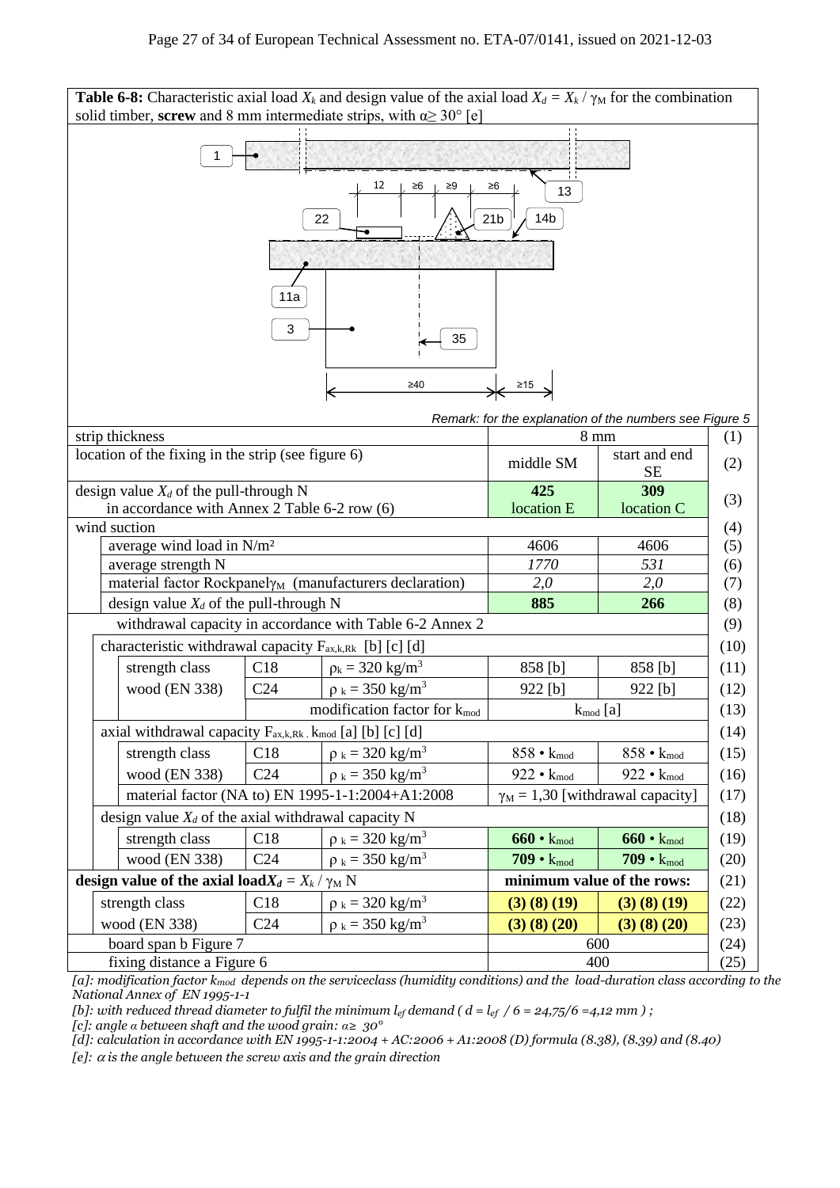**Table 6-8:** Characteristic axial load $X_k$ and design value of the axial load $X_d = X_k / \gamma_M$ for the combination solid timber, **screw** and 8 mm intermediate strips, with $\alpha \geq 30°$ [e]

1
12
≥6
≥9
≥6
13
22
21b
14b
11a
3
35
≥40
≥15

*Remark: for the explanation of the numbers see Figure 5*

| | | | | | |
|---|---|---|---|---|---|
| strip thickness | | | 8 mm | | (1) |
| location of the fixing in the strip (see figure 6) | | | middle SM | start and end SE | (2) |
| design value $X_d$ of the pull-through N in accordance with Annex 2 Table 6-2 row (6) | | | **425** location E | **309** location C | (3) |
| wind suction | | | | | (4) |
| average wind load in N/m² | | | 4606 | 4606 | (5) |
| average strength N | | | *1770* | *531* | (6) |
| material factor Rockpanel $\gamma_M$ (manufacturers declaration) | | | *2,0* | *2,0* | (7) |
| design value $X_d$ of the pull-through N | | | **885** | **266** | (8) |
| withdrawal capacity in accordance with Table 6-2 Annex 2 | | | | | (9) |
| characteristic withdrawal capacity $F_{ax,k,Rk}$ [b] [c] [d] | | | | | (10) |
| strength class | C18 | $\rho_k = 320$ kg/m³ | 858 [b] | 858 [b] | (11) |
| wood (EN 338) | C24 | $\rho_k = 350$ kg/m³ | 922 [b] | 922 [b] | (12) |
| | | modification factor for $k_{mod}$ | $k_{mod}$ [a] | | (13) |
| axial withdrawal capacity $F_{ax,k,Rk} \cdot k_{mod}$ [a] [b] [c] [d] | | | | | (14) |
| strength class | C18 | $\rho_k = 320$ kg/m³ | $858 \bullet k_{mod}$ | $858 \bullet k_{mod}$ | (15) |
| wood (EN 338) | C24 | $\rho_k = 350$ kg/m³ | $922 \bullet k_{mod}$ | $922 \bullet k_{mod}$ | (16) |
| material factor (NA to) EN 1995-1-1:2004+A1:2008 | | | $\gamma_M = 1{,}30$ [withdrawal capacity] | | (17) |
| design value $X_d$ of the axial withdrawal capacity N | | | | | (18) |
| strength class | C18 | $\rho_k = 320$ kg/m³ | **660** • $k_{mod}$ | **660** • $k_{mod}$ | (19) |
| wood (EN 338) | C24 | $\rho_k = 350$ kg/m³ | **709** • $k_{mod}$ | **709** • $k_{mod}$ | (20) |
| **design value of the axial load** $X_d = X_k / \gamma_M$ **N** | | | **minimum value of the rows:** | | (21) |
| strength class | C18 | $\rho_k = 320$ kg/m³ | **(3) (8) (19)** | **(3) (8) (19)** | (22) |
| wood (EN 338) | C24 | $\rho_k = 350$ kg/m³ | **(3) (8) (20)** | **(3) (8) (20)** | (23) |
| board span b Figure 7 | | | 600 | | (24) |
| fixing distance a Figure 6 | | | 400 | | (25) |

*[a]: modification factor $k_{mod}$ depends on the serviceclass (humidity conditions) and the load-duration class according to the National Annex of EN 1995-1-1*

*[b]: with reduced thread diameter to fulfil the minimum $l_{ef}$ demand ( $d = l_{ef} / 6 = 24{,}75/6 = 4{,}12$ mm ) ;*

*[c]: angle $\alpha$ between shaft and the wood grain: $\alpha \geq 30°$*

*[d]: calculation in accordance with EN 1995-1-1:2004 + AC:2006 + A1:2008 (D) formula (8.38), (8.39) and (8.40)*

*[e]: $\alpha$ is the angle between the screw axis and the grain direction*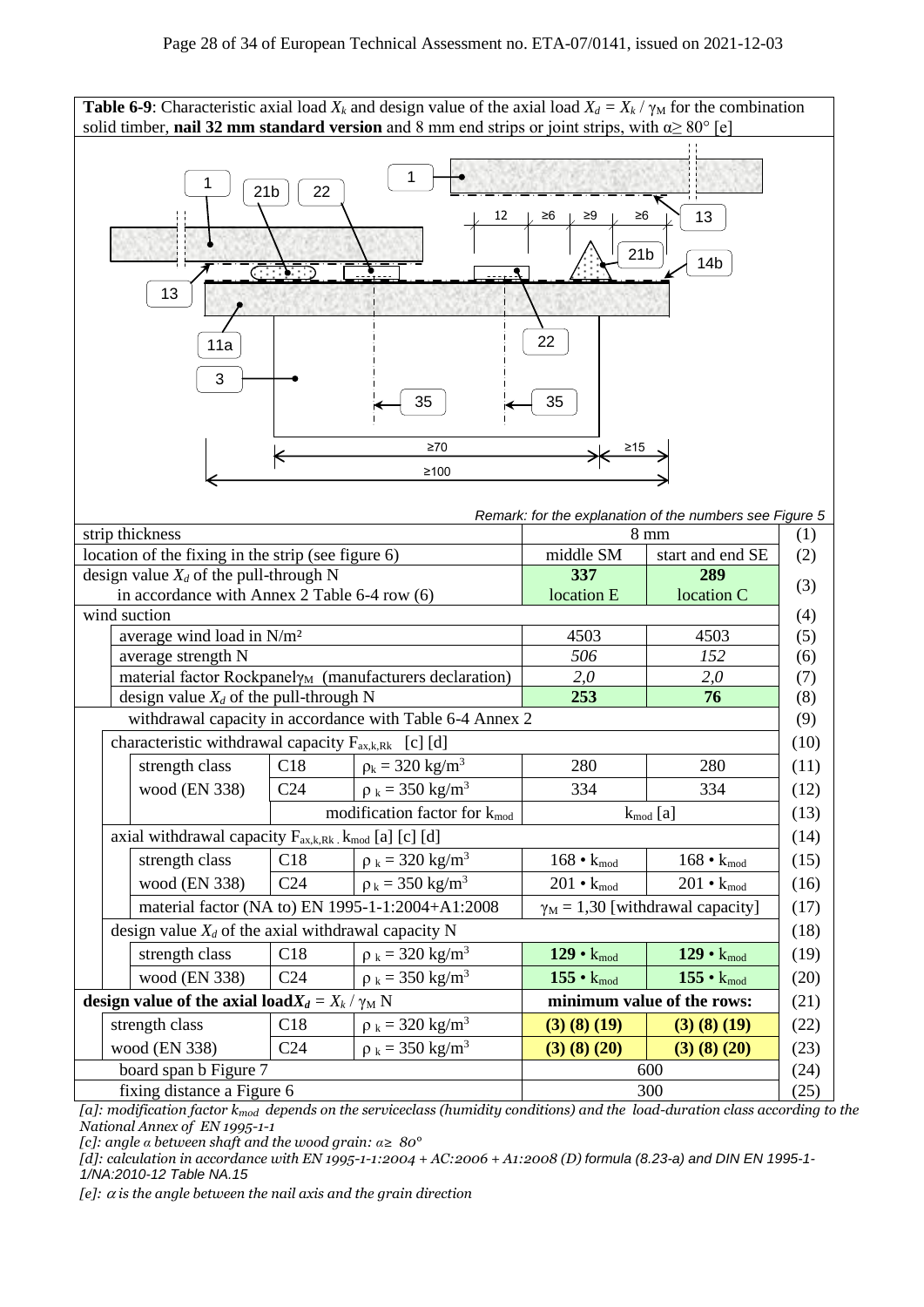**Table 6-9**: Characteristic axial load $X_k$ and design value of the axial load $X_d = X_k / \gamma_M$ for the combination solid timber, **nail 32 mm standard version** and 8 mm end strips or joint strips, with $\alpha \geq 80°$ [e]

1
21b
22
1
12
≥6
≥9
≥6
13
21b
14b
13
11a
22
3
35
35
≥70
≥15
≥100

*Remark: for the explanation of the numbers see Figure 5*

| | | | | | |
|---|---|---|---|---|---|
| strip thickness | | | 8 mm | | (1) |
| location of the fixing in the strip (see figure 6) | | | middle SM | start and end SE | (2) |
| design value $X_d$ of the pull-through N in accordance with Annex 2 Table 6-4 row (6) | | | **337** location E | **289** location C | (3) |
| wind suction | | | | | (4) |
| average wind load in N/m² | | | 4503 | 4503 | (5) |
| average strength N | | | *506* | *152* | (6) |
| material factor Rockpanel $\gamma_M$ (manufacturers declaration) | | | *2,0* | *2,0* | (7) |
| design value $X_d$ of the pull-through N | | | **253** | **76** | (8) |
| withdrawal capacity in accordance with Table 6-4 Annex 2 | | | | | (9) |
| characteristic withdrawal capacity $F_{ax,k,Rk}$ [c] [d] | | | | | (10) |
| strength class | C18 | $\rho_k = 320$ kg/m³ | 280 | 280 | (11) |
| wood (EN 338) | C24 | $\rho_k = 350$ kg/m³ | 334 | 334 | (12) |
| | modification factor for $k_{mod}$ | | $k_{mod}$ [a] | | (13) |
| axial withdrawal capacity $F_{ax,k,Rk} \cdot k_{mod}$ [a] [c] [d] | | | | | (14) |
| strength class | C18 | $\rho_k = 320$ kg/m³ | $168 \cdot k_{mod}$ | $168 \cdot k_{mod}$ | (15) |
| wood (EN 338) | C24 | $\rho_k = 350$ kg/m³ | $201 \cdot k_{mod}$ | $201 \cdot k_{mod}$ | (16) |
| material factor (NA to) EN 1995-1-1:2004+A1:2008 | | | $\gamma_M = 1{,}30$ [withdrawal capacity] | | (17) |
| design value $X_d$ of the axial withdrawal capacity N | | | | | (18) |
| strength class | C18 | $\rho_k = 320$ kg/m³ | **$129 \cdot k_{mod}$** | **$129 \cdot k_{mod}$** | (19) |
| wood (EN 338) | C24 | $\rho_k = 350$ kg/m³ | **$155 \cdot k_{mod}$** | **$155 \cdot k_{mod}$** | (20) |
| **design value of the axial load $X_d = X_k / \gamma_M$ N** | | | **minimum value of the rows:** | | (21) |
| strength class | C18 | $\rho_k = 320$ kg/m³ | **(3) (8) (19)** | **(3) (8) (19)** | (22) |
| wood (EN 338) | C24 | $\rho_k = 350$ kg/m³ | **(3) (8) (20)** | **(3) (8) (20)** | (23) |
| board span b Figure 7 | | | 600 | | (24) |
| fixing distance a Figure 6 | | | 300 | | (25) |

*[a]: modification factor $k_{mod}$ depends on the serviceclass (humidity conditions) and the load-duration class according to the National Annex of EN 1995-1-1*

*[c]: angle $\alpha$ between shaft and the wood grain: $\alpha \geq 80°$*

*[d]: calculation in accordance with EN 1995-1-1:2004 + AC:2006 + A1:2008 (D) formula (8.23-a) and DIN EN 1995-1-1/NA:2010-12 Table NA.15*

*[e]: $\alpha$ is the angle between the nail axis and the grain direction*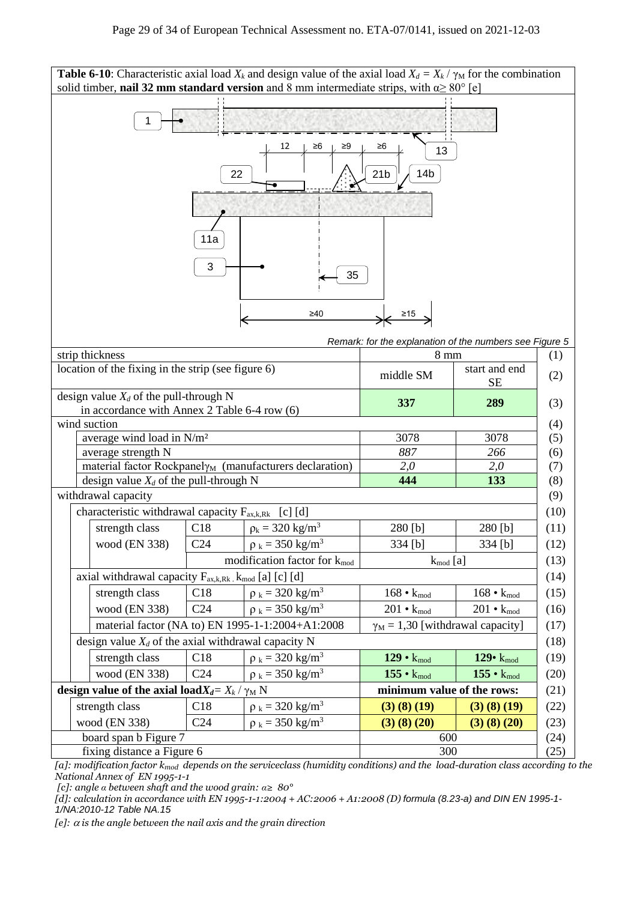**Table 6-10**: Characteristic axial load $X_k$ and design value of the axial load $X_d = X_k / \gamma_M$ for the combination solid timber, **nail 32 mm standard version** and 8 mm intermediate strips, with $\alpha \geq 80°$ [e]

1
13
12
≥6
≥9
≥6
22
21b
14b
11a
3
35
≥40
≥15

*Remark: for the explanation of the numbers see Figure 5*

| | | | | | | |
|---|---|---|---|---|---|---|
| strip thickness | | | | 8 mm | | (1) |
| location of the fixing in the strip (see figure 6) | | | | middle SM | start and end SE | (2) |
| design value $X_d$ of the pull-through N in accordance with Annex 2 Table 6-4 row (6) | | | | **337** | **289** | (3) |
| wind suction | | | | | | (4) |
| | average wind load in N/m² | | | 3078 | 3078 | (5) |
| | average strength N | | | *887* | *266* | (6) |
| | material factor Rockpanel $\gamma_M$ (manufacturers declaration) | | | *2,0* | *2,0* | (7) |
| | design value $X_d$ of the pull-through N | | | **444** | **133** | (8) |
| withdrawal capacity | | | | | | (9) |
| | characteristic withdrawal capacity $F_{ax,k,Rk}$ [c] [d] | | | | | (10) |
| | strength class wood (EN 338) | C18 | $\rho_k = 320$ kg/m³ | 280 [b] | 280 [b] | (11) |
| | | C24 | $\rho_k = 350$ kg/m³ | 334 [b] | 334 [b] | (12) |
| | | | modification factor for $k_{mod}$ | $k_{mod}$ [a] | | (13) |
| | axial withdrawal capacity $F_{ax,k,Rk} \cdot k_{mod}$ [a] [c] [d] | | | | | (14) |
| | strength class wood (EN 338) | C18 | $\rho_k = 320$ kg/m³ | $168 \cdot k_{mod}$ | $168 \cdot k_{mod}$ | (15) |
| | | C24 | $\rho_k = 350$ kg/m³ | $201 \cdot k_{mod}$ | $201 \cdot k_{mod}$ | (16) |
| | material factor (NA to) EN 1995-1-1:2004+A1:2008 | | | $\gamma_M = 1{,}30$ [withdrawal capacity] | | (17) |
| | design value $X_d$ of the axial withdrawal capacity N | | | | | (18) |
| | strength class wood (EN 338) | C18 | $\rho_k = 320$ kg/m³ | **$129 \cdot k_{mod}$** | **$129 \cdot k_{mod}$** | (19) |
| | | C24 | $\rho_k = 350$ kg/m³ | **$155 \cdot k_{mod}$** | **$155 \cdot k_{mod}$** | (20) |
| **design value of the axial load $X_d = X_k / \gamma_M$ N** | | | | **minimum value of the rows:** | | (21) |
| | strength class wood (EN 338) | C18 | $\rho_k = 320$ kg/m³ | **(3) (8) (19)** | **(3) (8) (19)** | (22) |
| | | C24 | $\rho_k = 350$ kg/m³ | **(3) (8) (20)** | **(3) (8) (20)** | (23) |
| | board span b Figure 7 | | | 600 | | (24) |
| | fixing distance a Figure 6 | | | 300 | | (25) |

*[a]: modification factor $k_{mod}$ depends on the serviceclass (humidity conditions) and the load-duration class according to the National Annex of EN 1995-1-1*

*[c]: angle $\alpha$ between shaft and the wood grain: $\alpha \geq 80°$*

*[d]: calculation in accordance with EN 1995-1-1:2004 + AC:2006 + A1:2008 (D) formula (8.23-a) and DIN EN 1995-1-1/NA:2010-12 Table NA.15*

*[e]: $\alpha$ is the angle between the nail axis and the grain direction*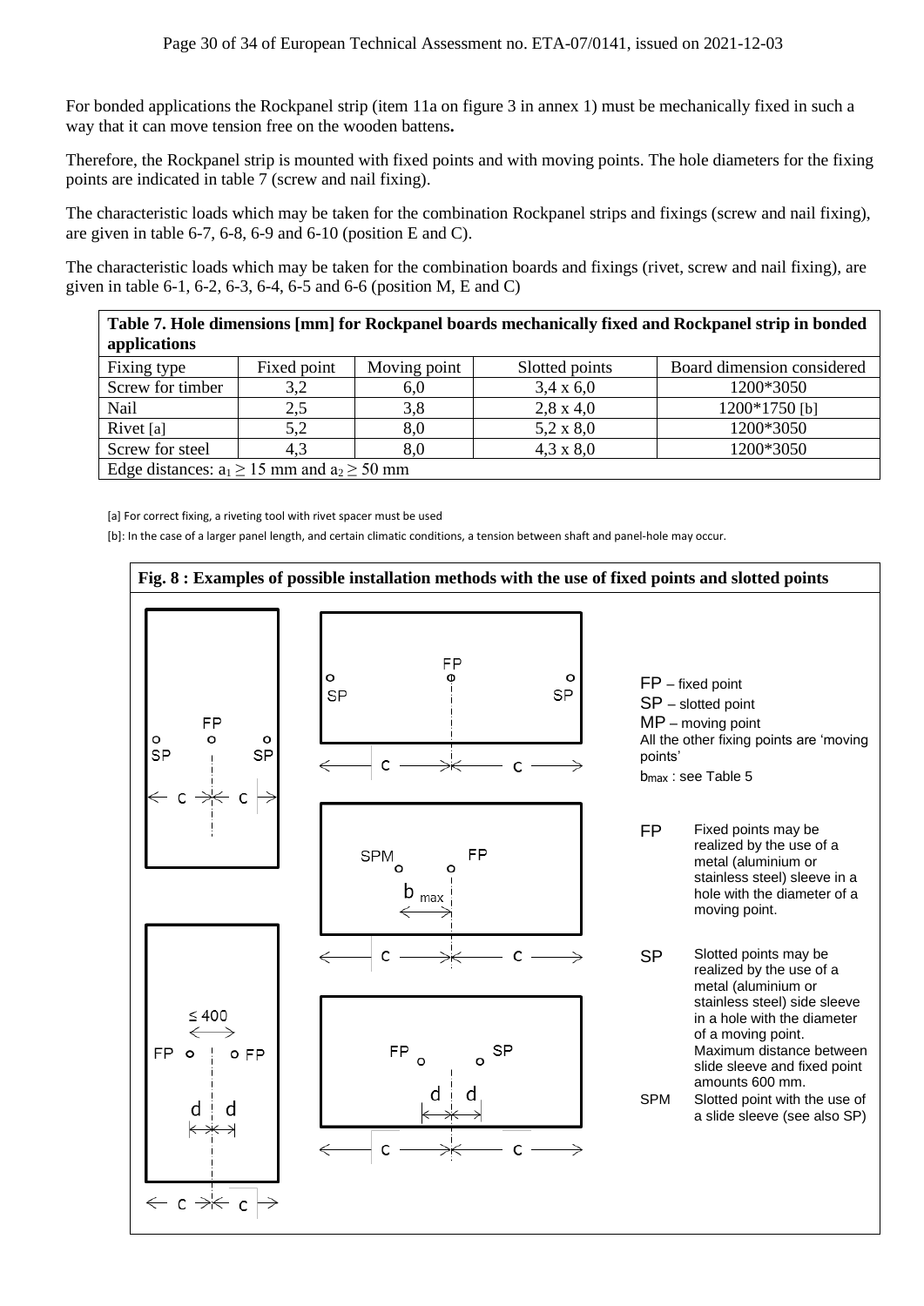For bonded applications the Rockpanel strip (item 11a on figure 3 in annex 1) must be mechanically fixed in such a way that it can move tension free on the wooden battens**.**

Therefore, the Rockpanel strip is mounted with fixed points and with moving points. The hole diameters for the fixing points are indicated in table 7 (screw and nail fixing).

The characteristic loads which may be taken for the combination Rockpanel strips and fixings (screw and nail fixing), are given in table 6-7, 6-8, 6-9 and 6-10 (position E and C).

The characteristic loads which may be taken for the combination boards and fixings (rivet, screw and nail fixing), are given in table 6-1, 6-2, 6-3, 6-4, 6-5 and 6-6 (position M, E and C)

**Table 7. Hole dimensions [mm] for Rockpanel boards mechanically fixed and Rockpanel strip in bonded applications**

| Fixing type | Fixed point | Moving point | Slotted points | Board dimension considered |
|---|---|---|---|---|
| Screw for timber | 3,2 | 6,0 | 3,4 x 6,0 | 1200*3050 |
| Nail | 2,5 | 3,8 | 2,8 x 4,0 | 1200*1750 [b] |
| Rivet [a] | 5,2 | 8,0 | 5,2 x 8,0 | 1200*3050 |
| Screw for steel | 4,3 | 8,0 | 4,3 x 8,0 | 1200*3050 |
| Edge distances: $a_1 \geq 15$ mm and $a_2 \geq 50$ mm | | | | |

[a] For correct fixing, a riveting tool with rivet spacer must be used

[b]: In the case of a larger panel length, and certain climatic conditions, a tension between shaft and panel-hole may occur.

**Fig. 8 : Examples of possible installation methods with the use of fixed points and slotted points**

FP
SP
SP
c
c

FP
SP
SP
c
c

SPM
FP
$b_{max}$
c
c

≤ 400
FP
FP
d
d
c
c

FP
SP
d
d
c
c

FP – fixed point
SP – slotted point
MP – moving point
All the other fixing points are 'moving points'
$b_{max}$ : see Table 5

FP Fixed points may be realized by the use of a metal (aluminium or stainless steel) sleeve in a hole with the diameter of a moving point.

SP Slotted points may be realized by the use of a metal (aluminium or stainless steel) side sleeve in a hole with the diameter of a moving point. Maximum distance between slide sleeve and fixed point amounts 600 mm.

SPM Slotted point with the use of a slide sleeve (see also SP)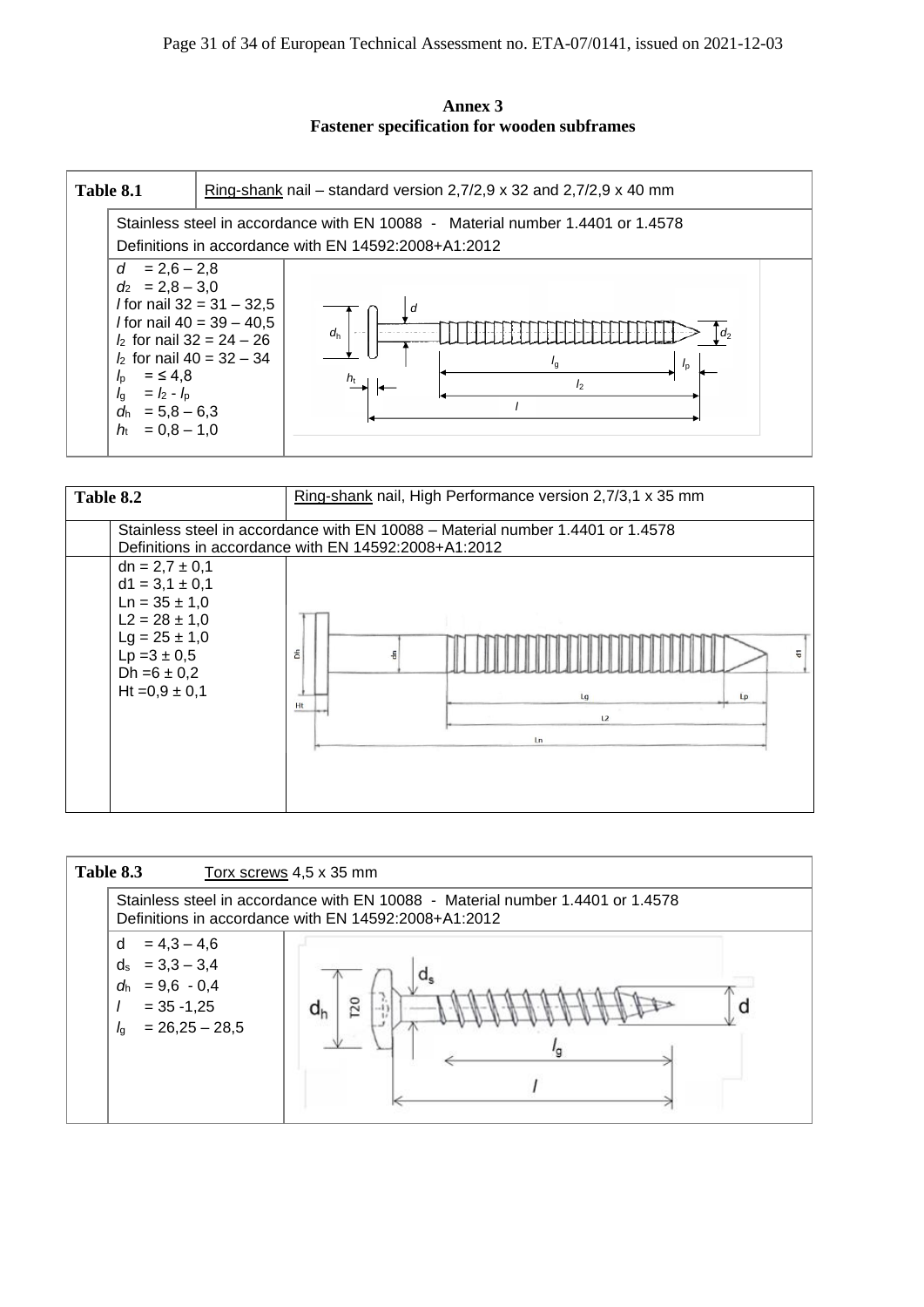**Annex 3**
**Fastener specification for wooden subframes**

| **Table 8.1** | Ring-shank nail – standard version 2,7/2,9 x 32 and 2,7/2,9 x 40 mm |
|---|---|
| | Stainless steel in accordance with EN 10088 - Material number 1.4401 or 1.4578<br>Definitions in accordance with EN 14592:2008+A1:2012 |
| | $d$ = 2,6 – 2,8<br>$d_2$ = 2,8 – 3,0<br>$l$ for nail 32 = 31 – 32,5<br>$l$ for nail 40 = 39 – 40,5<br>$l_2$ for nail 32 = 24 – 26<br>$l_2$ for nail 40 = 32 – 34<br>$l_p$ = ≤ 4,8<br>$l_g$ = $l_2$ - $l_p$<br>$d_h$ = 5,8 – 6,3<br>$h_t$ = 0,8 – 1,0 |

$d$, $d_h$, $d_2$, $l_g$, $l_p$, $h_t$, $l_2$, $l$

| **Table 8.2** | Ring-shank nail, High Performance version 2,7/3,1 x 35 mm |
|---|---|
| | Stainless steel in accordance with EN 10088 – Material number 1.4401 or 1.4578<br>Definitions in accordance with EN 14592:2008+A1:2012 |
| | dn = 2,7 ± 0,1<br>d1 = 3,1 ± 0,1<br>Ln = 35 ± 1,0<br>L2 = 28 ± 1,0<br>Lg = 25 ± 1,0<br>Lp =3 ± 0,5<br>Dh =6 ± 0,2<br>Ht =0,9 ± 0,1 |

Dh, dn, d1, Ht, Lg, Lp, L2, Ln

| **Table 8.3** | Torx screws 4,5 x 35 mm |
|---|---|
| | Stainless steel in accordance with EN 10088 - Material number 1.4401 or 1.4578<br>Definitions in accordance with EN 14592:2008+A1:2012 |
| | d = 4,3 – 4,6<br>$d_s$ = 3,3 – 3,4<br>$d_h$ = 9,6 - 0,4<br>$l$ = 35 -1,25<br>$l_g$ = 26,25 – 28,5 |

$d_h$, T20, $d_s$, d, $l_g$, $l$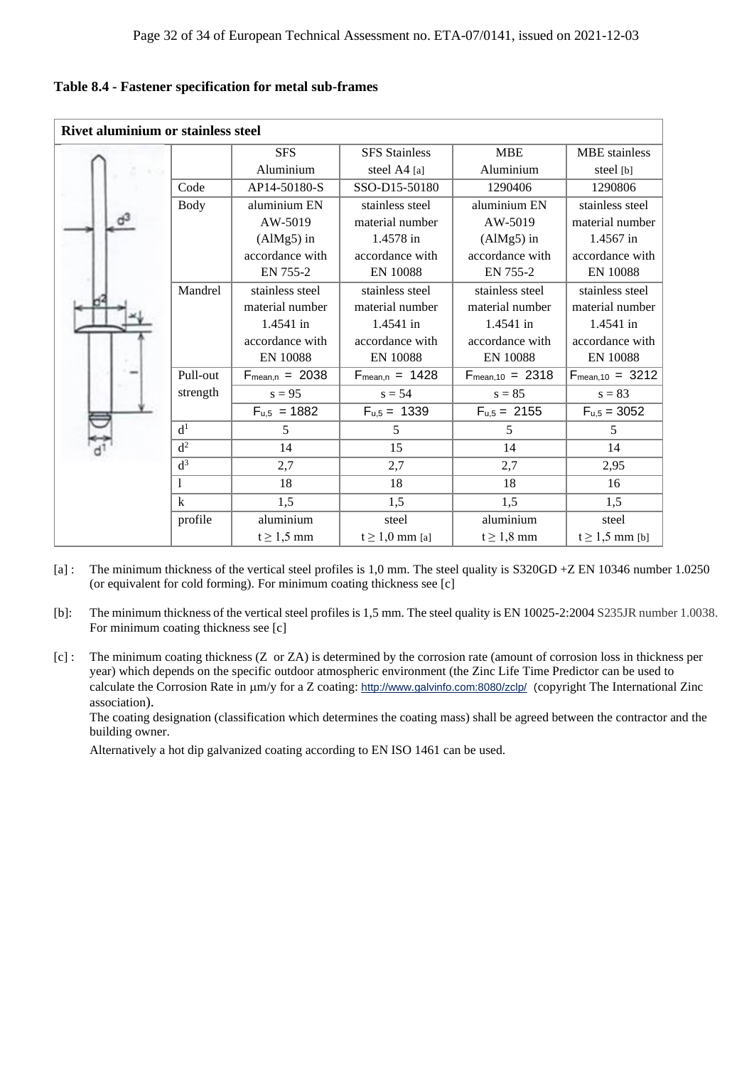**Table 8.4 - Fastener specification for metal sub-frames**

| Rivet aluminium or stainless steel | | | | |
|---|---|---|---|---|
| | SFS Aluminium | SFS Stainless steel A4 [a] | MBE Aluminium | MBE stainless steel [b] |
| Code | AP14-50180-S | SSO-D15-50180 | 1290406 | 1290806 |
| Body | aluminium EN AW-5019 (AlMg5) in accordance with EN 755-2 | stainless steel material number 1.4578 in accordance with EN 10088 | aluminium EN AW-5019 (AlMg5) in accordance with EN 755-2 | stainless steel material number 1.4567 in accordance with EN 10088 |
| Mandrel | stainless steel material number 1.4541 in accordance with EN 10088 | stainless steel material number 1.4541 in accordance with EN 10088 | stainless steel material number 1.4541 in accordance with EN 10088 | stainless steel material number 1.4541 in accordance with EN 10088 |
| Pull-out strength | $F_{mean,n}$ = 2038 | $F_{mean,n}$ = 1428 | $F_{mean,10}$ = 2318 | $F_{mean,10}$ = 3212 |
| | s = 95 | s = 54 | s = 85 | s = 83 |
| | $F_{u,5}$ = 1882 | $F_{u,5}$ = 1339 | $F_{u,5}$ = 2155 | $F_{u,5}$ = 3052 |
| $d^1$ | 5 | 5 | 5 | 5 |
| $d^2$ | 14 | 15 | 14 | 14 |
| $d^3$ | 2,7 | 2,7 | 2,7 | 2,95 |
| l | 18 | 18 | 18 | 16 |
| k | 1,5 | 1,5 | 1,5 | 1,5 |
| profile | aluminium t ≥ 1,5 mm | steel t ≥ 1,0 mm [a] | aluminium t ≥ 1,8 mm | steel t ≥ 1,5 mm [b] |

[a] : The minimum thickness of the vertical steel profiles is 1,0 mm. The steel quality is S320GD +Z EN 10346 number 1.0250 (or equivalent for cold forming). For minimum coating thickness see [c]

[b]: The minimum thickness of the vertical steel profiles is 1,5 mm. The steel quality is EN 10025-2:2004 S235JR number 1.0038. For minimum coating thickness see [c]

[c] : The minimum coating thickness (Z or ZA) is determined by the corrosion rate (amount of corrosion loss in thickness per year) which depends on the specific outdoor atmospheric environment (the Zinc Life Time Predictor can be used to calculate the Corrosion Rate in µm/y for a Z coating: http://www.galvinfo.com:8080/zclp/ (copyright The International Zinc association).

The coating designation (classification which determines the coating mass) shall be agreed between the contractor and the building owner.

Alternatively a hot dip galvanized coating according to EN ISO 1461 can be used.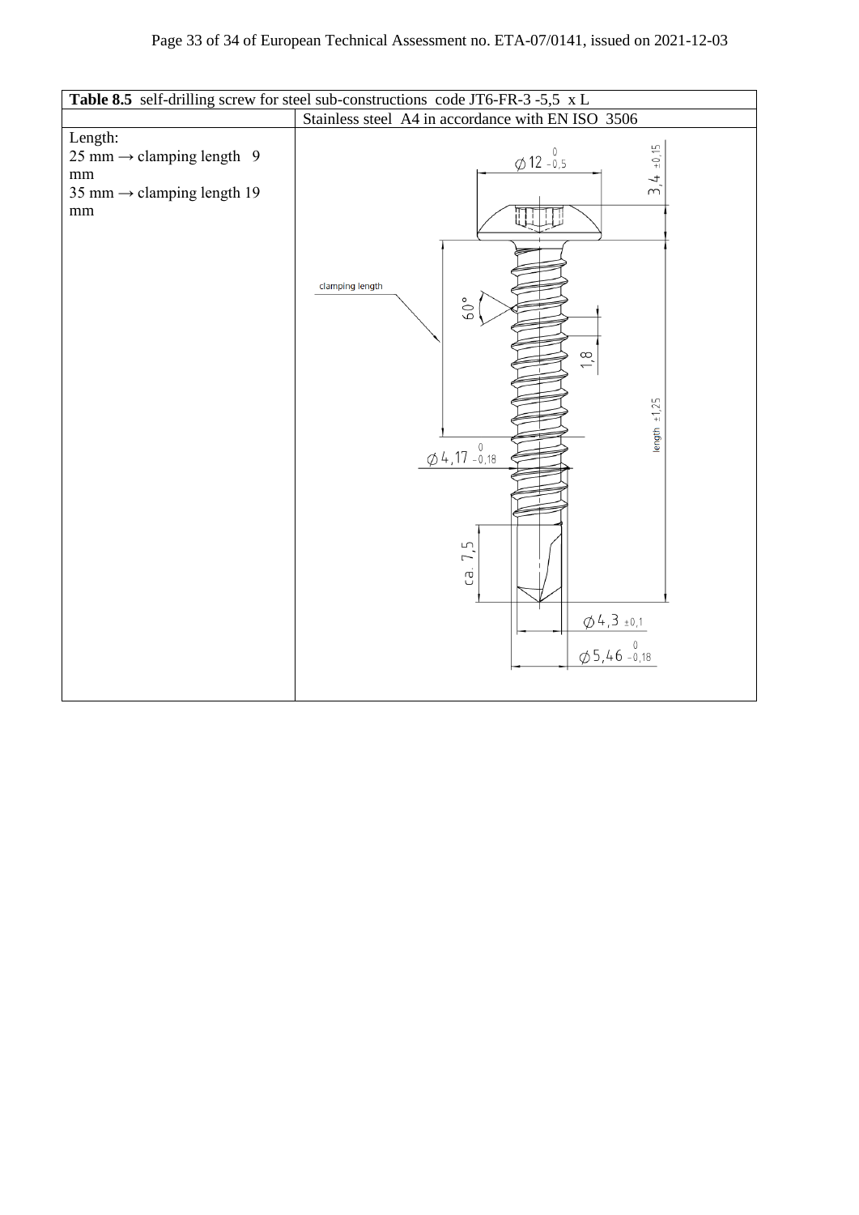| **Table 8.5** self-drilling screw for steel sub-constructions code JT6-FR-3 -5,5 x L | |
|---|---|
| | Stainless steel A4 in accordance with EN ISO 3506 |
| Length:<br>25 mm → clamping length 9 mm<br>35 mm → clamping length 19 mm | clamping length<br>$\varnothing 12 \, _{-0,5}^{\;0}$<br>$3,4 \pm 0,15$<br>$60°$<br>$1,8$<br>length $\pm 1,25$<br>$\varnothing 4,17 \, _{-0,18}^{\;0}$<br>ca. 7,5<br>$\varnothing 4,3 \pm 0,1$<br>$\varnothing 5,46 \, _{-0,18}^{\;0}$ |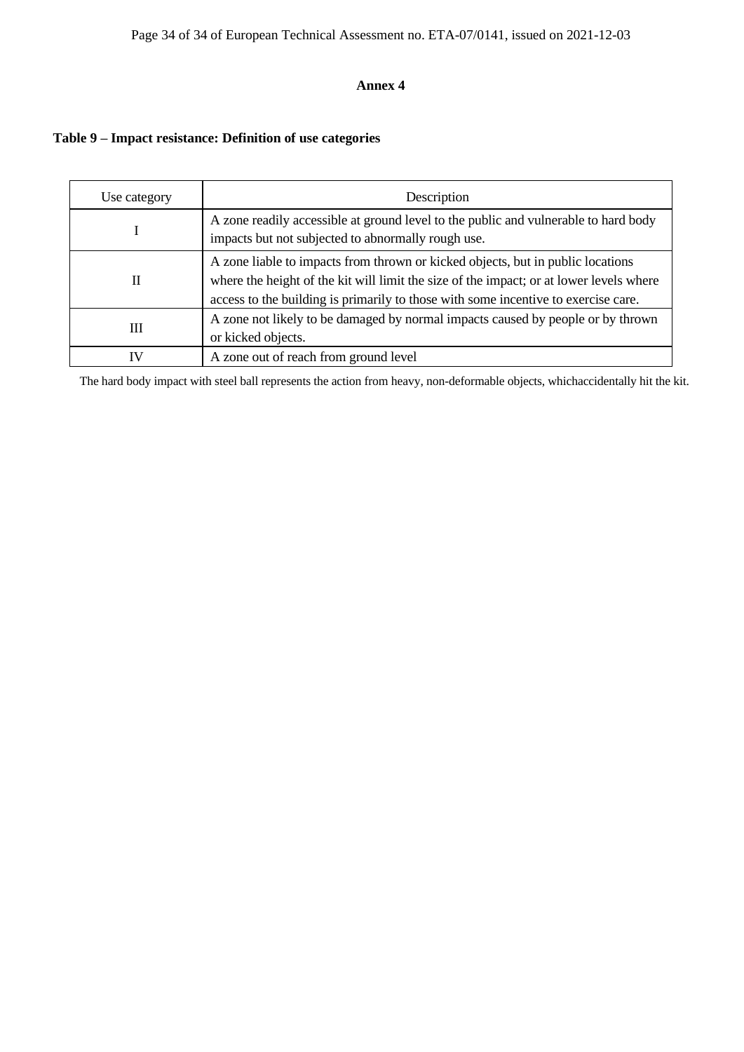**Annex 4**

**Table 9 – Impact resistance: Definition of use categories**

| Use category | Description |
|---|---|
| I | A zone readily accessible at ground level to the public and vulnerable to hard body impacts but not subjected to abnormally rough use. |
| II | A zone liable to impacts from thrown or kicked objects, but in public locations where the height of the kit will limit the size of the impact; or at lower levels where access to the building is primarily to those with some incentive to exercise care. |
| III | A zone not likely to be damaged by normal impacts caused by people or by thrown or kicked objects. |
| IV | A zone out of reach from ground level |

The hard body impact with steel ball represents the action from heavy, non-deformable objects, whichaccidentally hit the kit.